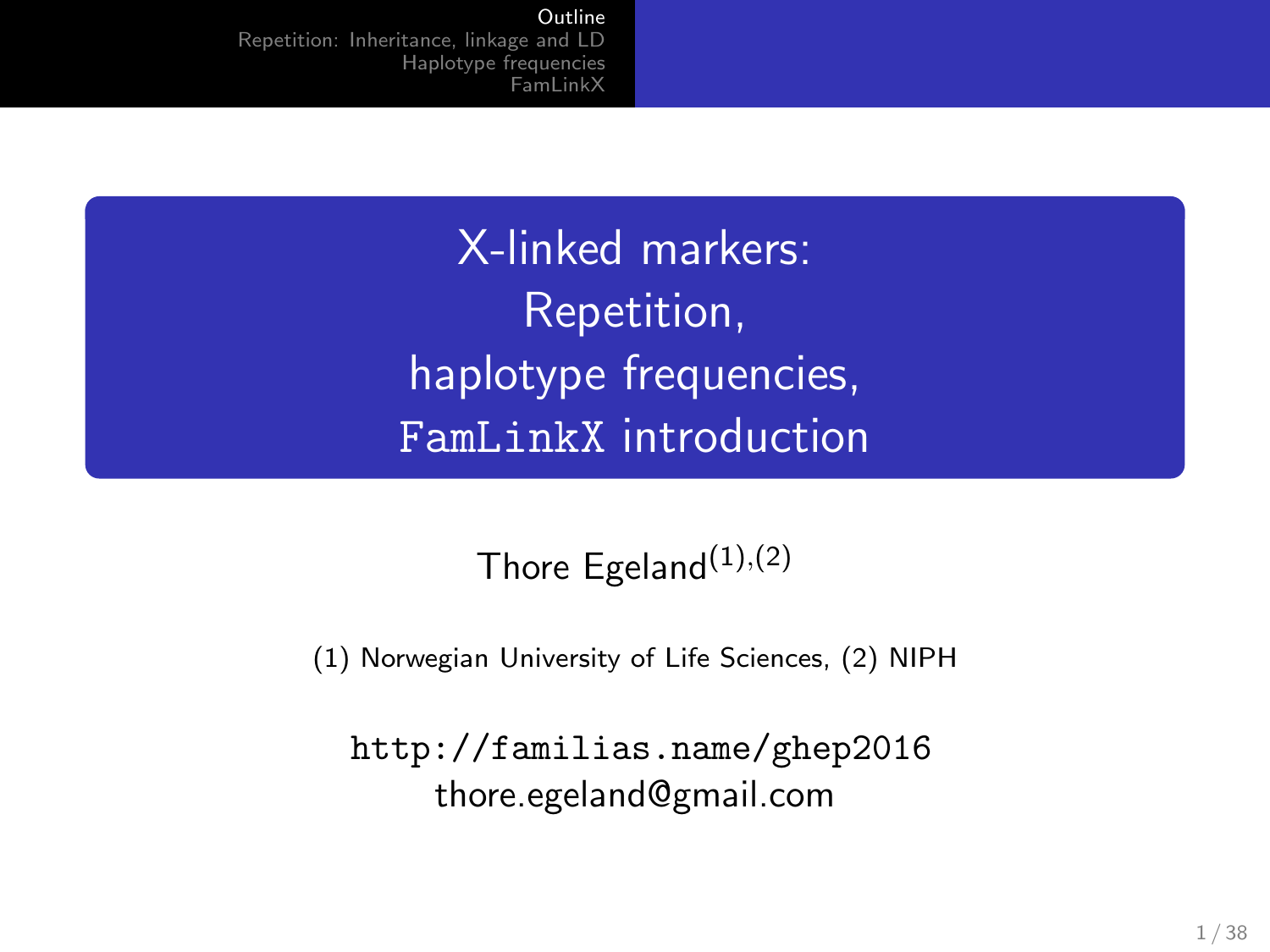# X-linked markers: Repetition, haplotype frequencies, FamLinkX introduction

Thore Egeland[(1),(2)]

(1) Norwegian University of Life Sciences, (2) NIPH

http://familias.name/ghep2016

thore.egeland@gmail.com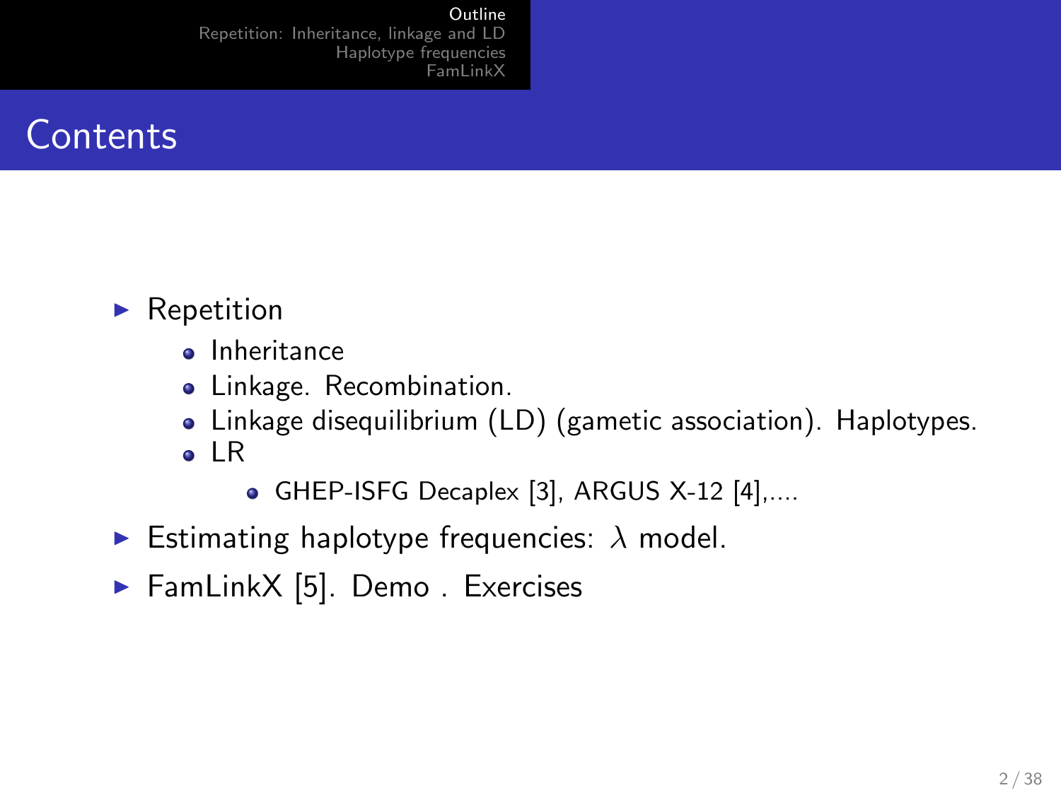# Contents

- Repetition
  - Inheritance
  - Linkage. Recombination.
  - Linkage disequilibrium (LD) (gametic association). Haplotypes.
  - LR
    - GHEP-ISFG Decaplex [3], ARGUS X-12 [4],....
- Estimating haplotype frequencies: $\lambda$ model.
- FamLinkX [5]. Demo . Exercises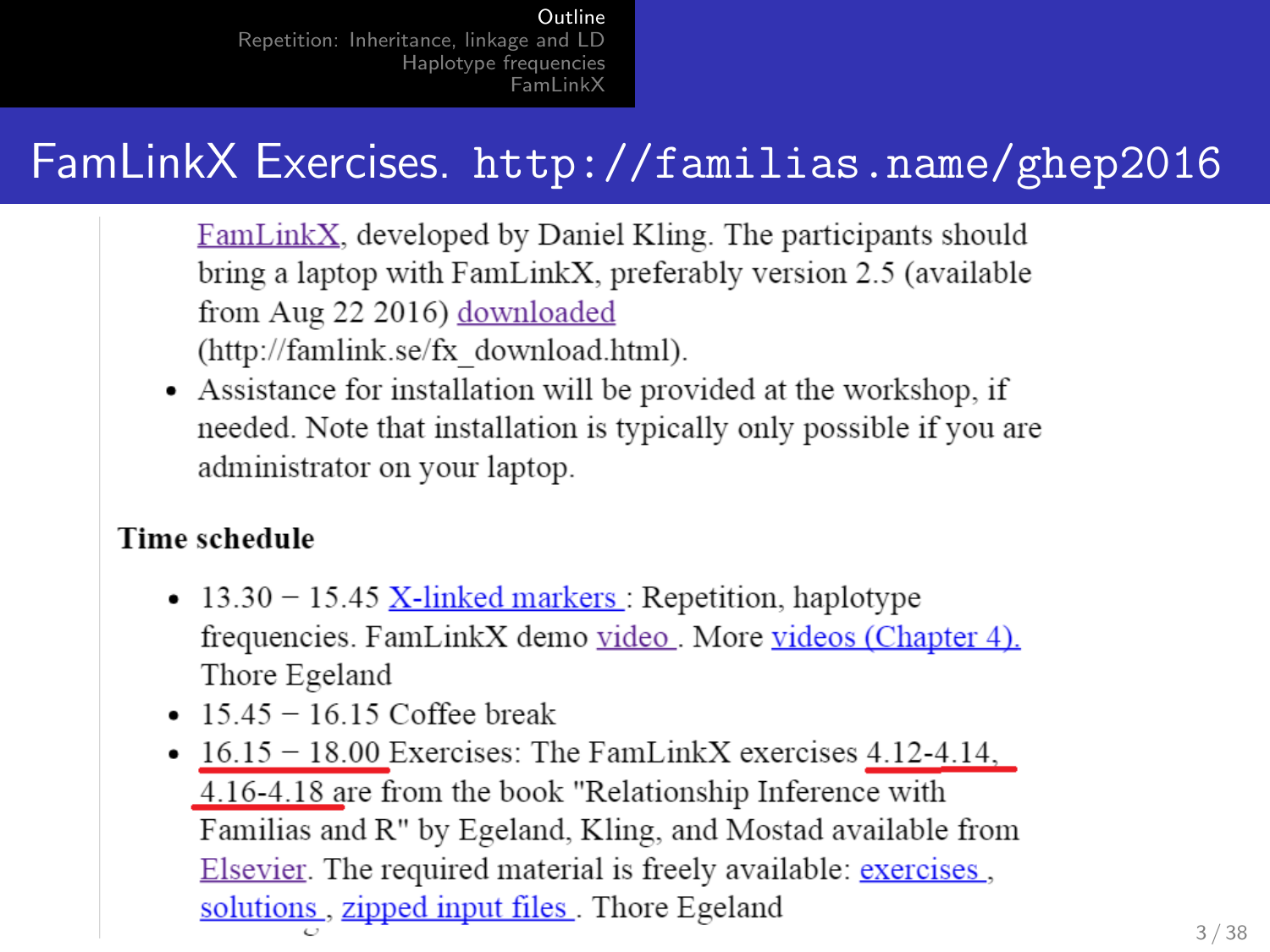# FamLinkX Exercises. http://familias.name/ghep2016

FamLinkX, developed by Daniel Kling. The participants should bring a laptop with FamLinkX, preferably version 2.5 (available from Aug 22 2016) downloaded (http://famlink.se/fx_download.html).

- Assistance for installation will be provided at the workshop, if needed. Note that installation is typically only possible if you are administrator on your laptop.

**Time schedule**

- 13.30 – 15.45 X-linked markers : Repetition, haplotype frequencies. FamLinkX demo video . More videos (Chapter 4). Thore Egeland
- 15.45 – 16.15 Coffee break
- 16.15 – 18.00 Exercises: The FamLinkX exercises 4.12-4.14, 4.16-4.18 are from the book "Relationship Inference with Familias and R" by Egeland, Kling, and Mostad available from Elsevier. The required material is freely available: exercises , solutions , zipped input files . Thore Egeland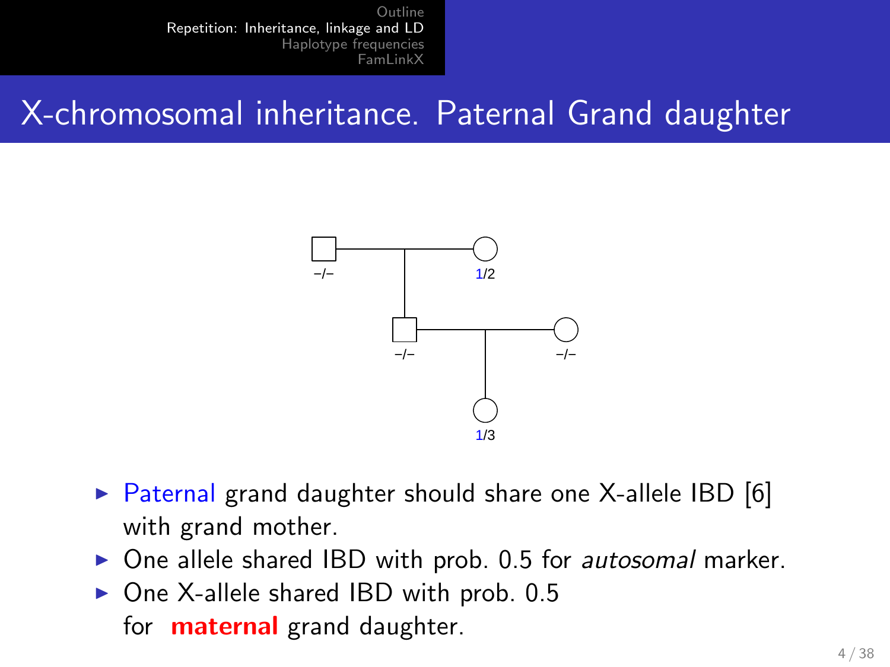# X-chromosomal inheritance. Paternal Grand daughter

–/–  1/2

–/–  –/–

1/3

- Paternal grand daughter should share one X-allele IBD [6] with grand mother.
- One allele shared IBD with prob. 0.5 for *autosomal* marker.
- One X-allele shared IBD with prob. 0.5 for **maternal** grand daughter.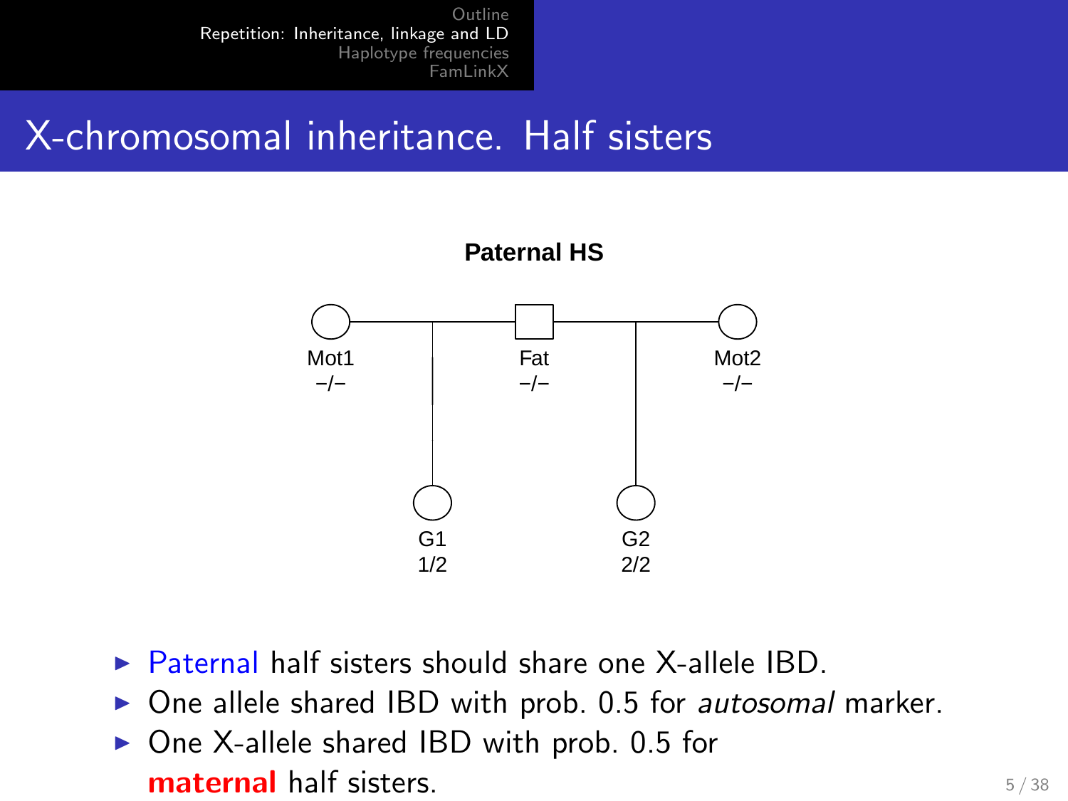# X-chromosomal inheritance. Half sisters

**Paternal HS**

Mot1 –/–    Fat –/–    Mot2 –/–

G1 1/2    G2 2/2

- Paternal half sisters should share one X-allele IBD.
- One allele shared IBD with prob. 0.5 for *autosomal* marker.
- One X-allele shared IBD with prob. 0.5 for **maternal** half sisters.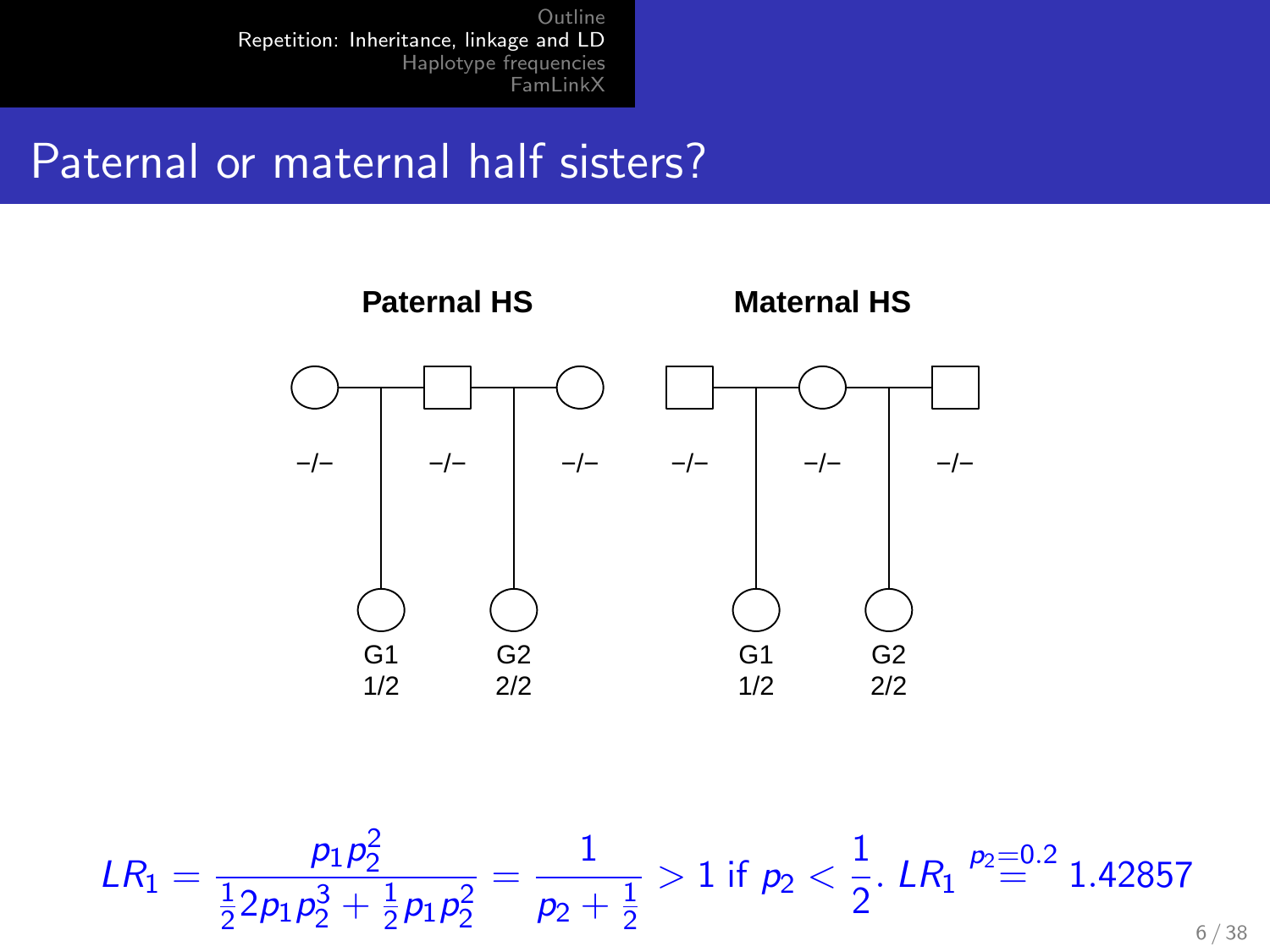# Paternal or maternal half sisters?

**Paternal HS**

**Maternal HS**

–/– –/– –/– –/– –/– –/–

G1 1/2 G2 2/2 G1 1/2 G2 2/2

$$LR_1 = \frac{p_1 p_2^2}{\frac{1}{2} 2 p_1 p_2^3 + \frac{1}{2} p_1 p_2^2} = \frac{1}{p_2 + \frac{1}{2}} > 1 \text{ if } p_2 < \frac{1}{2}. \; LR_1 \overset{p_2=0.2}{=} 1.42857$$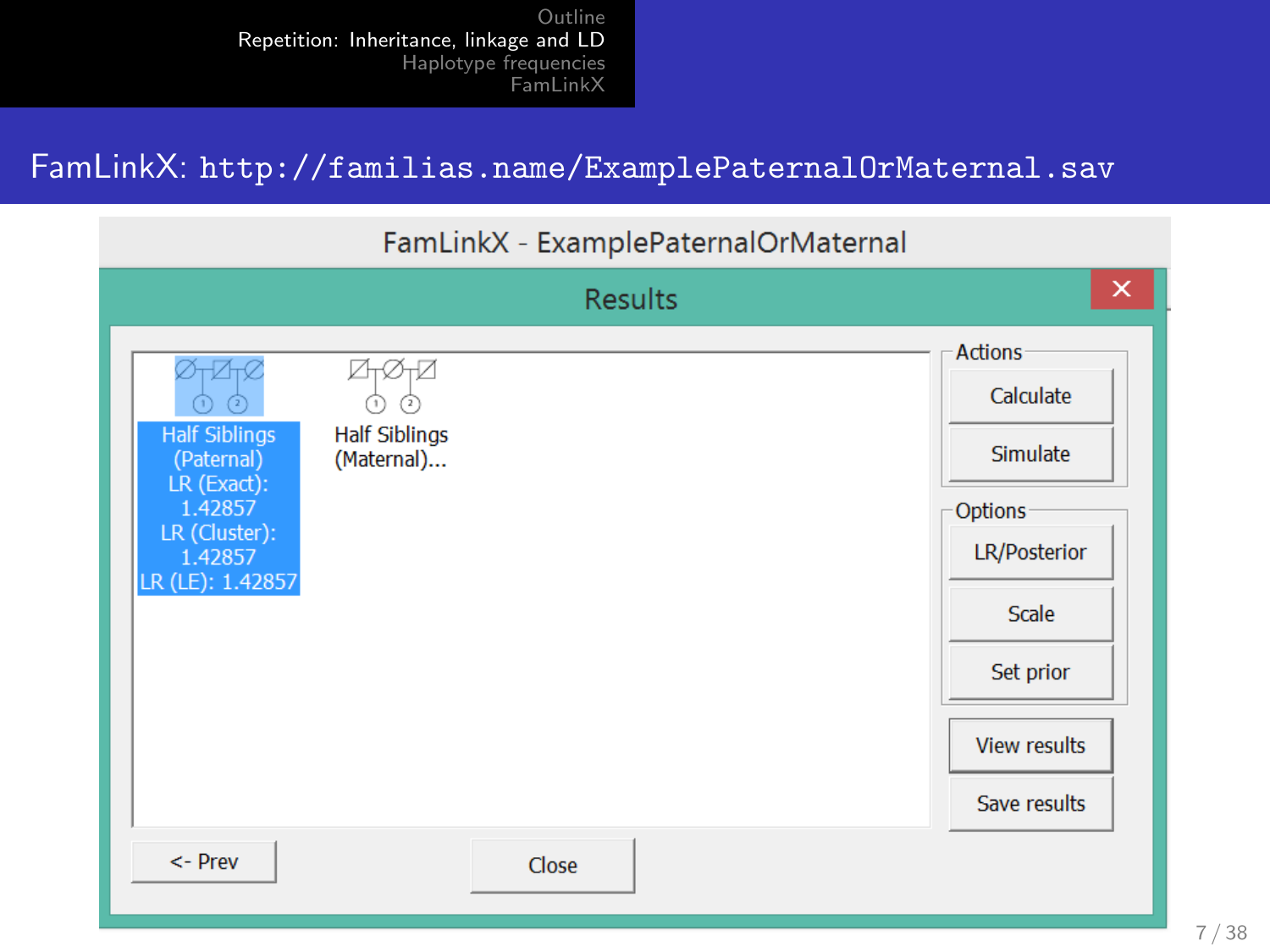# FamLinkX: http://familias.name/ExamplePaternalOrMaternal.sav

FamLinkX - ExamplePaternalOrMaternal

Results

Half Siblings (Paternal)
LR (Exact): 1.42857
LR (Cluster): 1.42857
LR (LE): 1.42857

Half Siblings (Maternal)...

Actions
- Calculate
- Simulate

Options
- LR/Posterior
- Scale
- Set prior

View results

Save results

<- Prev

Close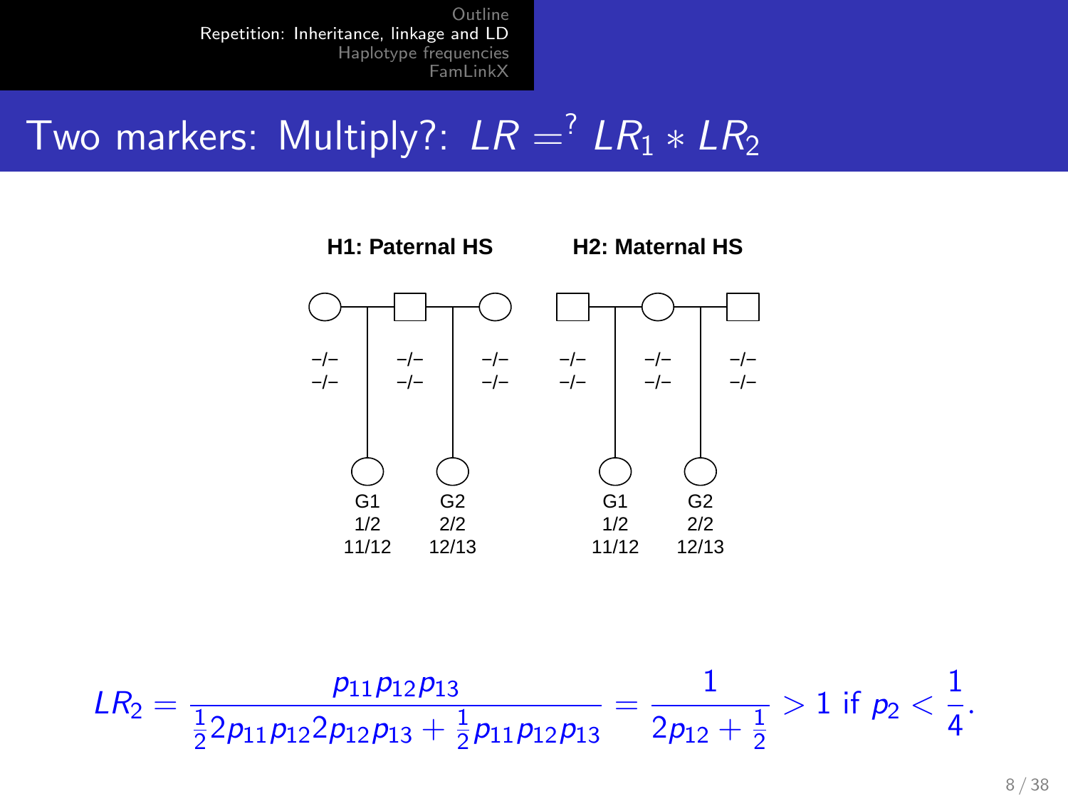# Two markers: Multiply?: $LR \stackrel{?}{=} LR_1 * LR_2$

**H1: Paternal HS** **H2: Maternal HS**

–/– –/– –/– –/– –/– –/–

–/– –/– –/– –/– –/– –/–

| | G1 | G2 | G1 | G2 |
|---|---|---|---|---|
| | 1/2 | 2/2 | 1/2 | 2/2 |
| | 11/12 | 12/13 | 11/12 | 12/13 |

$$LR_2 = \frac{p_{11}p_{12}p_{13}}{\frac{1}{2}2p_{11}p_{12}2p_{12}p_{13} + \frac{1}{2}p_{11}p_{12}p_{13}} = \frac{1}{2p_{12} + \frac{1}{2}} > 1 \text{ if } p_2 < \frac{1}{4}.$$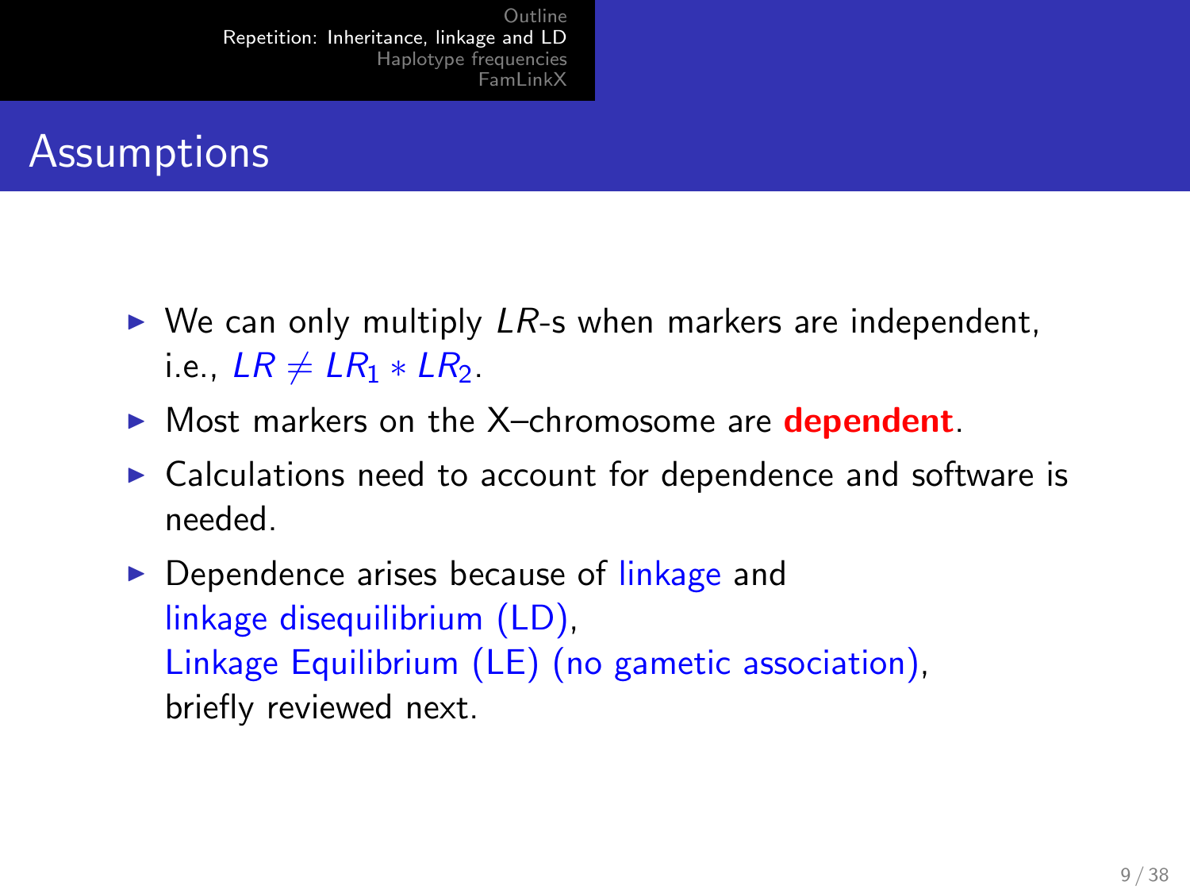# Assumptions

- We can only multiply $LR$-s when markers are independent, i.e., $LR \neq LR_1 * LR_2$.
- Most markers on the X–chromosome are **dependent**.
- Calculations need to account for dependence and software is needed.
- Dependence arises because of linkage and linkage disequilibrium (LD), Linkage Equilibrium (LE) (no gametic association), briefly reviewed next.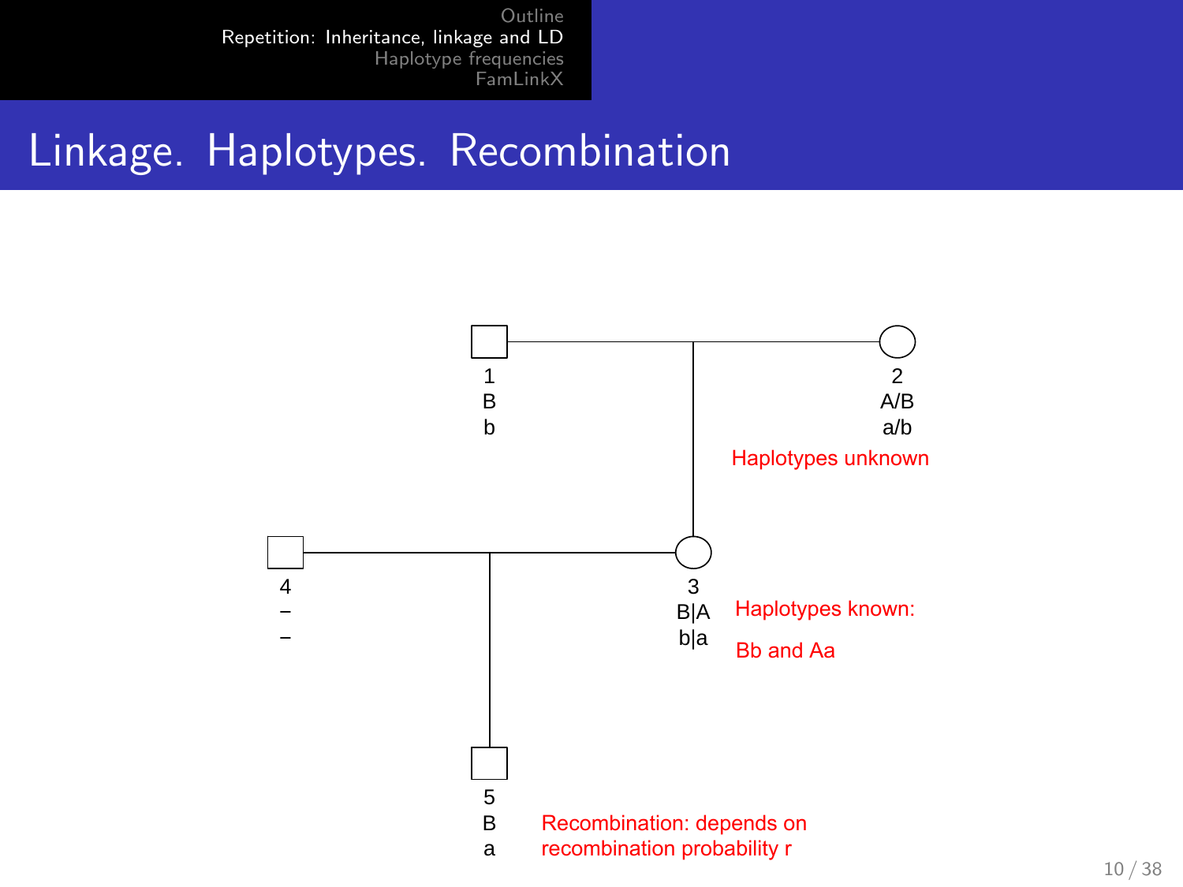# Linkage. Haplotypes. Recombination

1
B
b

2
A/B
a/b

Haplotypes unknown

4
–
–

3
B|A
b|a

Haplotypes known:

Bb and Aa

5
B
a

Recombination: depends on recombination probability r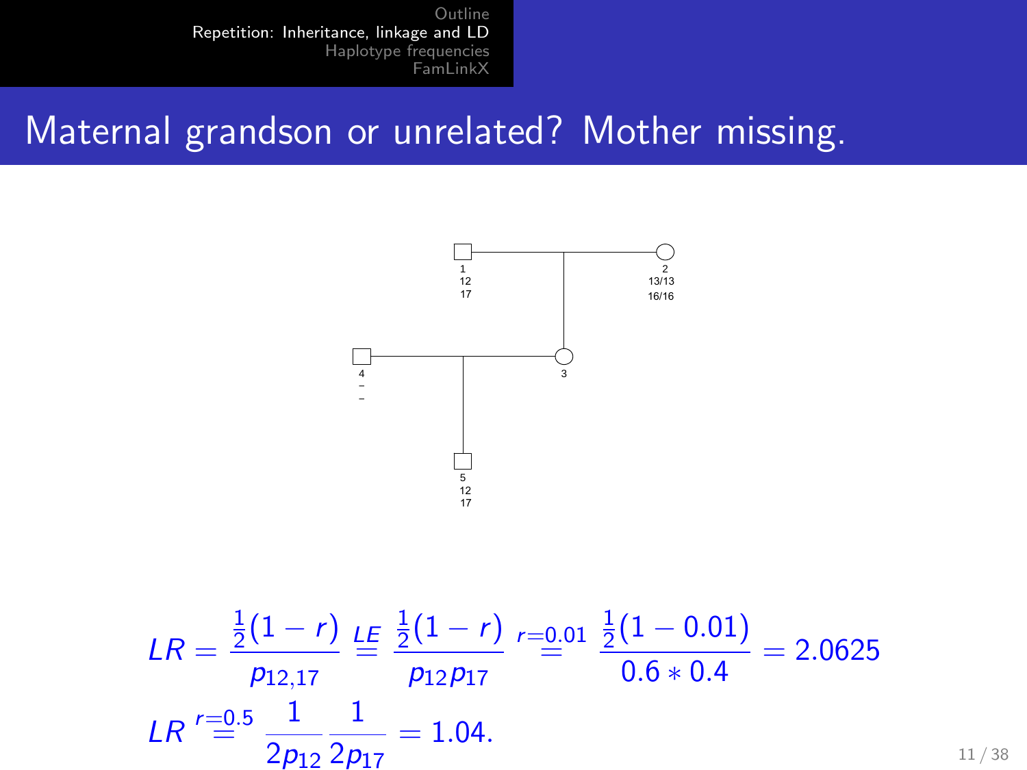# Maternal grandson or unrelated? Mother missing.

1
12
17

2
13/13
16/16

3

4
–
–

5
12
17

$$LR = \frac{\frac{1}{2}(1-r)}{p_{12,17}} \overset{LE}{=} \frac{\frac{1}{2}(1-r)}{p_{12}p_{17}} \overset{r=0.01}{=} \frac{\frac{1}{2}(1-0.01)}{0.6 * 0.4} = 2.0625$$

$$LR \overset{r=0.5}{=} \frac{1}{2p_{12}} \frac{1}{2p_{17}} = 1.04.$$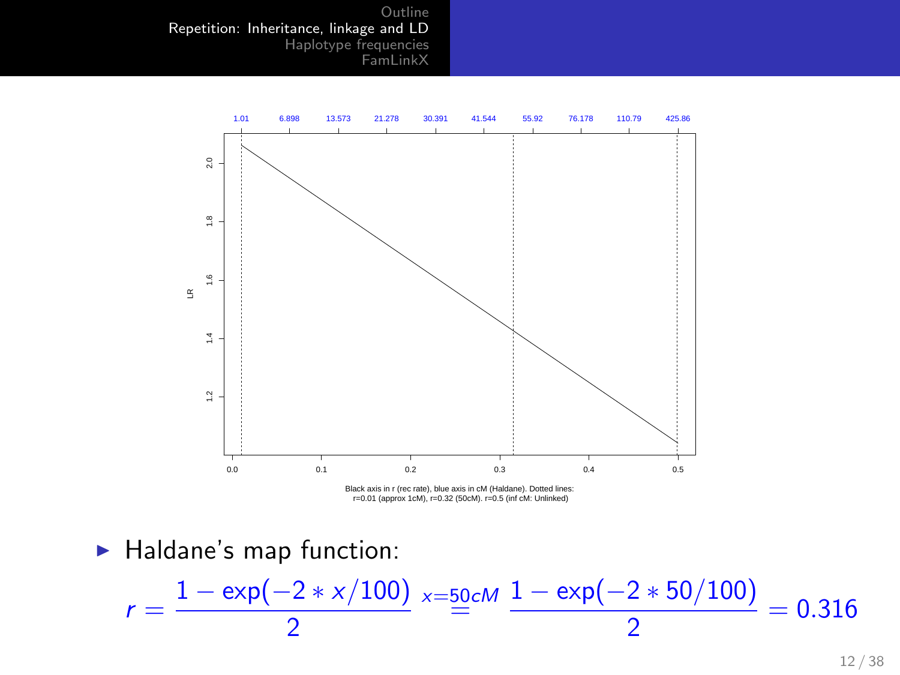Black axis in r (rec rate), blue axis in cM (Haldane). Dotted lines: r=0.01 (approx 1cM), r=0.32 (50cM). r=0.5 (inf cM: Unlinked)

- Haldane's map function:

$$r = \frac{1-\exp(-2*x/100)}{2} \overset{x=50cM}{=} \frac{1-\exp(-2*50/100)}{2} = 0.316$$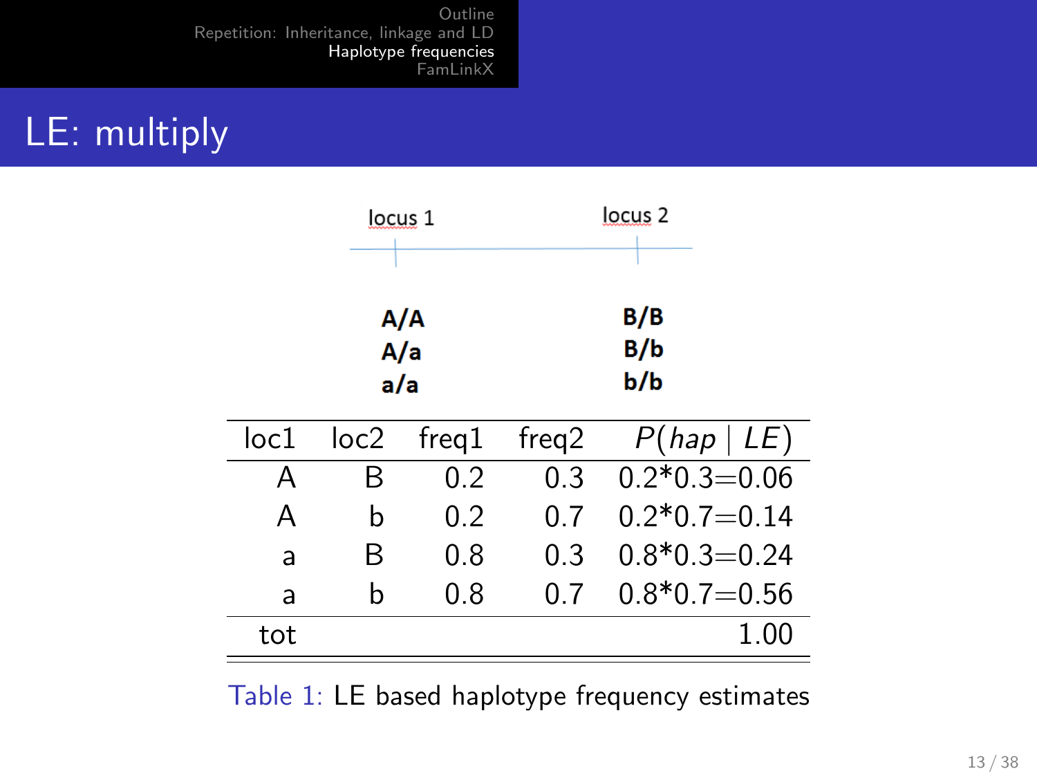# LE: multiply

locus 1 | locus 2

**A/A**
**A/a**
**a/a**

**B/B**
**B/b**
**b/b**

| loc1 | loc2 | freq1 | freq2 | $P(hap \mid LE)$ |
|---|---|---|---|---|
| A | B | 0.2 | 0.3 | 0.2*0.3=0.06 |
| A | b | 0.2 | 0.7 | 0.2*0.7=0.14 |
| a | B | 0.8 | 0.3 | 0.8*0.3=0.24 |
| a | b | 0.8 | 0.7 | 0.8*0.7=0.56 |
| tot | | | | 1.00 |

Table 1: LE based haplotype frequency estimates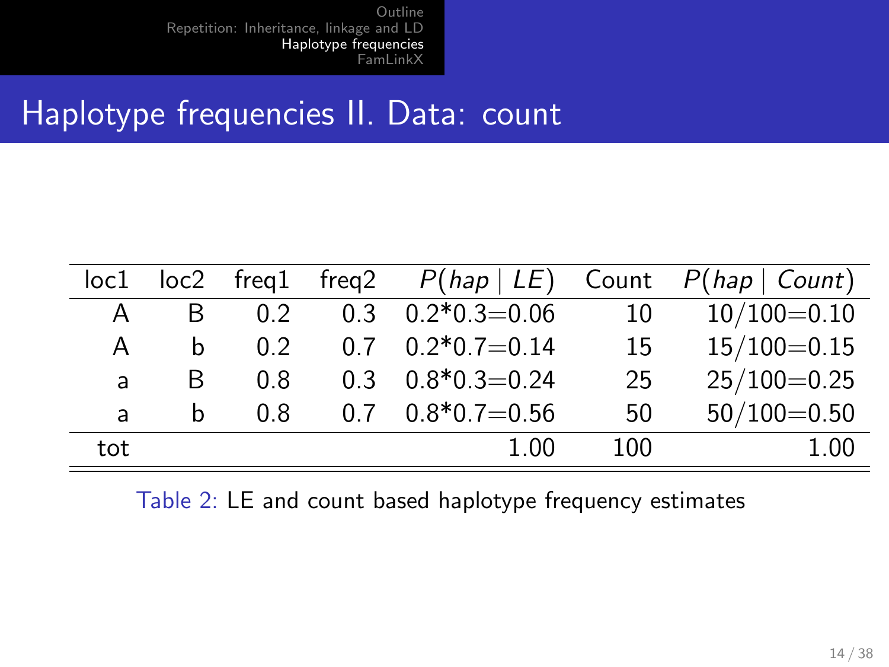# Haplotype frequencies II. Data: count

| loc1 | loc2 | freq1 | freq2 | $P(hap \mid LE)$ | Count | $P(hap \mid Count)$ |
|---|---|---|---|---|---|---|
| A | B | 0.2 | 0.3 | 0.2*0.3=0.06 | 10 | 10/100=0.10 |
| A | b | 0.2 | 0.7 | 0.2*0.7=0.14 | 15 | 15/100=0.15 |
| a | B | 0.8 | 0.3 | 0.8*0.3=0.24 | 25 | 25/100=0.25 |
| a | b | 0.8 | 0.7 | 0.8*0.7=0.56 | 50 | 50/100=0.50 |
| tot | | | | 1.00 | 100 | 1.00 |

Table 2: LE and count based haplotype frequency estimates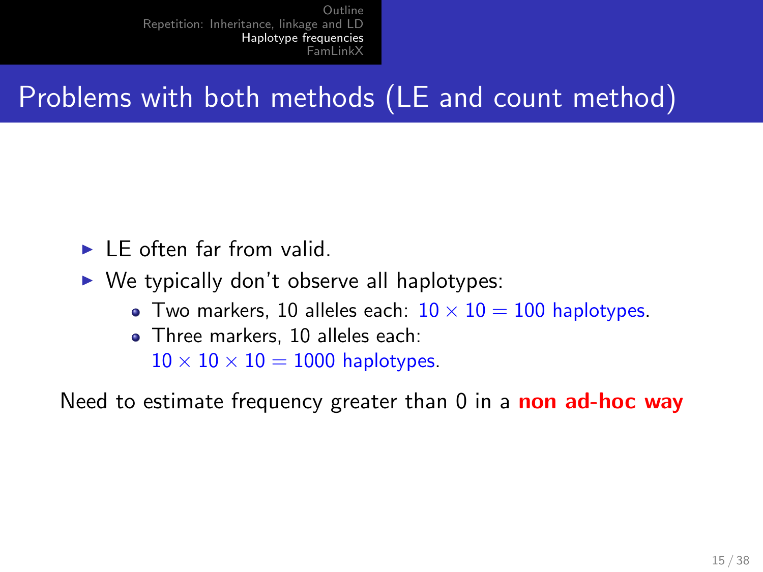# Problems with both methods (LE and count method)

- LE often far from valid.
- We typically don't observe all haplotypes:
  - Two markers, 10 alleles each: $10 \times 10 = 100$ haplotypes.
  - Three markers, 10 alleles each: $10 \times 10 \times 10 = 1000$ haplotypes.

Need to estimate frequency greater than 0 in a **non ad-hoc way**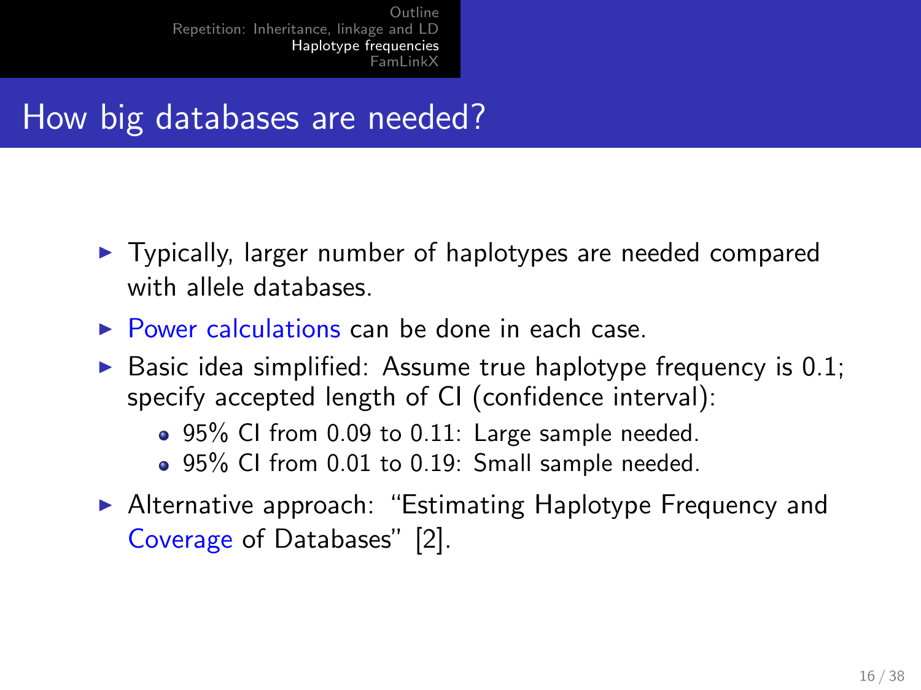# How big databases are needed?

- Typically, larger number of haplotypes are needed compared with allele databases.
- Power calculations can be done in each case.
- Basic idea simplified: Assume true haplotype frequency is 0.1; specify accepted length of CI (confidence interval):
  - 95% CI from 0.09 to 0.11: Large sample needed.
  - 95% CI from 0.01 to 0.19: Small sample needed.
- Alternative approach: "Estimating Haplotype Frequency and Coverage of Databases" [2].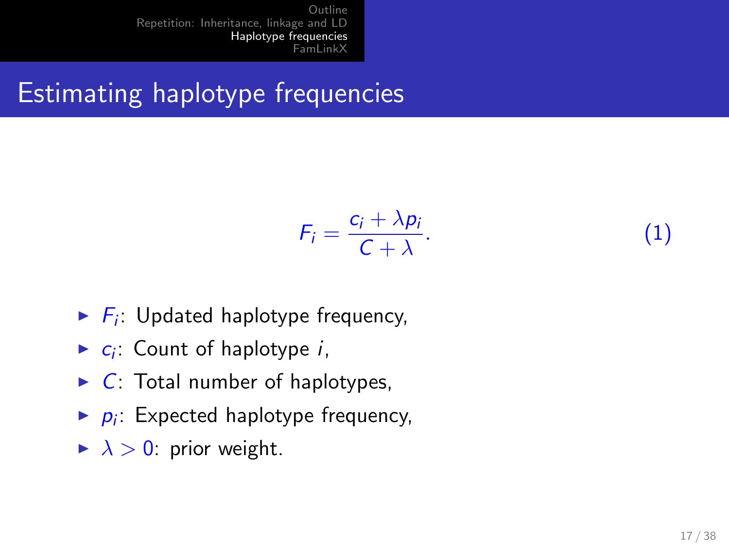# Estimating haplotype frequencies

$$F_i = \frac{c_i + \lambda p_i}{C + \lambda}. \tag{1}$$

- $F_i$: Updated haplotype frequency,
- $c_i$: Count of haplotype $i$,
- $C$: Total number of haplotypes,
- $p_i$: Expected haplotype frequency,
- $\lambda > 0$: prior weight.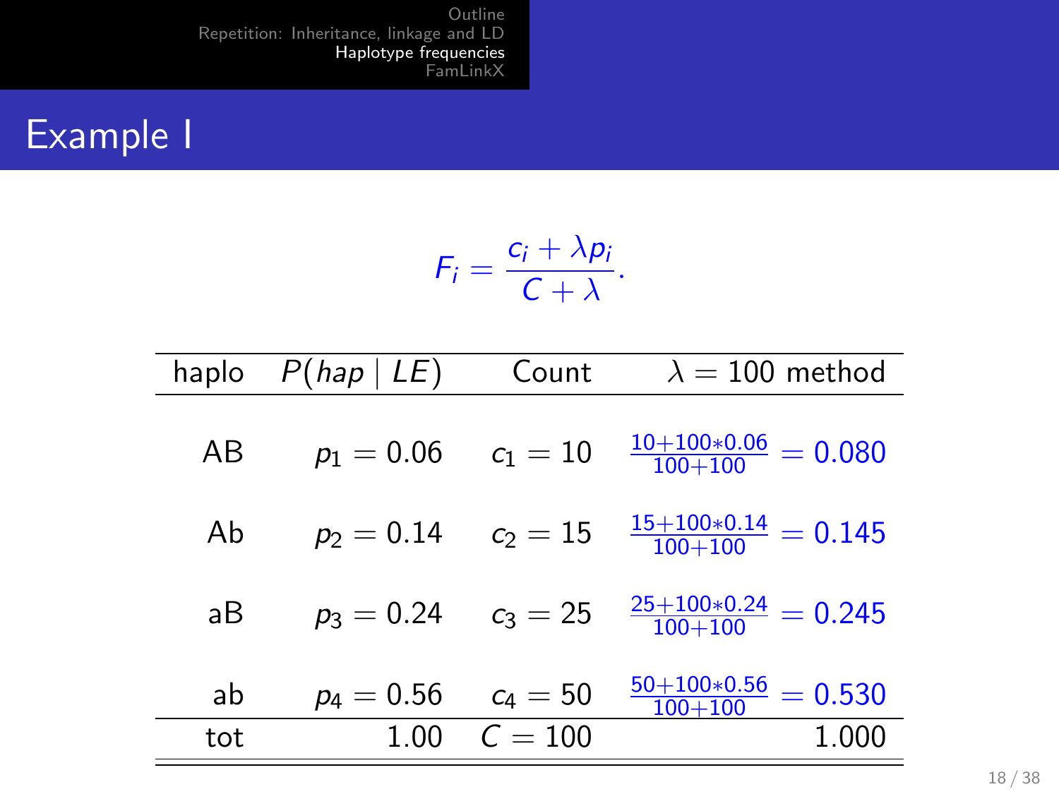# Example I

$$F_i = \frac{c_i + \lambda p_i}{C + \lambda}.$$

| haplo | $P(hap \mid LE)$ | Count | $\lambda = 100$ method |
|---|---|---|---|
| AB | $p_1 = 0.06$ | $c_1 = 10$ | $\frac{10+100*0.06}{100+100} = 0.080$ |
| Ab | $p_2 = 0.14$ | $c_2 = 15$ | $\frac{15+100*0.14}{100+100} = 0.145$ |
| aB | $p_3 = 0.24$ | $c_3 = 25$ | $\frac{25+100*0.24}{100+100} = 0.245$ |
| ab | $p_4 = 0.56$ | $c_4 = 50$ | $\frac{50+100*0.56}{100+100} = 0.530$ |
| tot | 1.00 | $C = 100$ | 1.000 |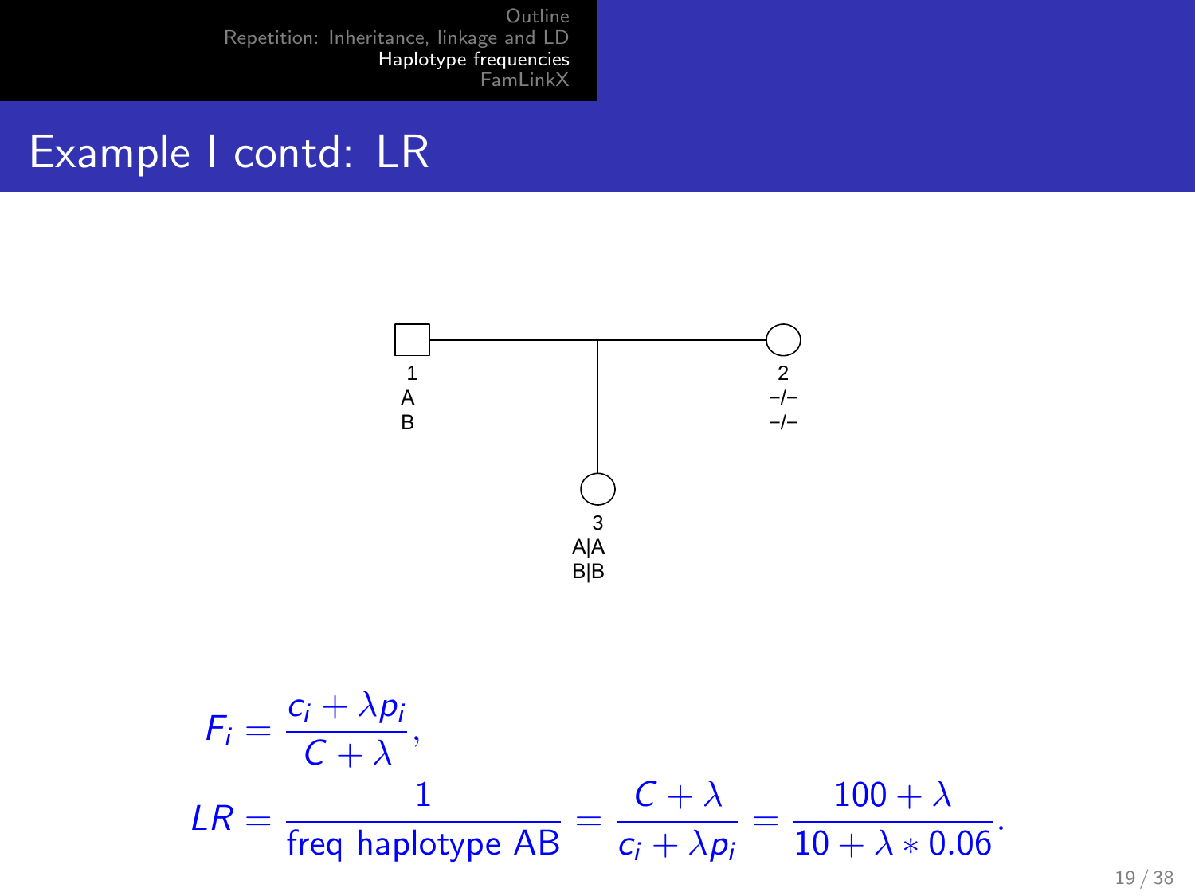# Example I contd: LR

1
A
B

2
–/–
–/–

3
A|A
B|B

$$F_i = \frac{c_i + \lambda p_i}{C + \lambda},$$

$$LR = \frac{1}{\text{freq haplotype AB}} = \frac{C + \lambda}{c_i + \lambda p_i} = \frac{100 + \lambda}{10 + \lambda * 0.06}.$$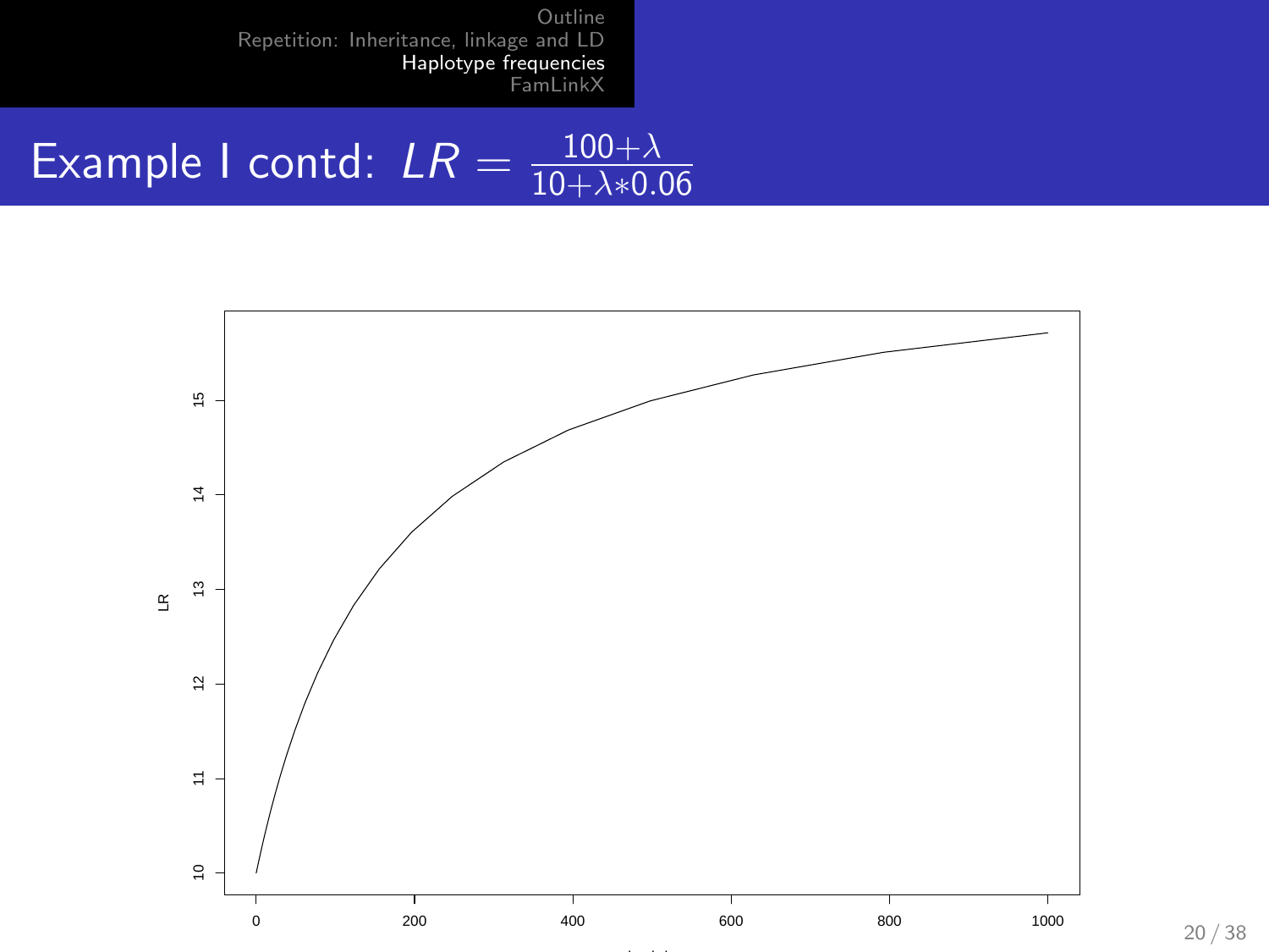# Example I contd: $LR = \frac{100+\lambda}{10+\lambda*0.06}$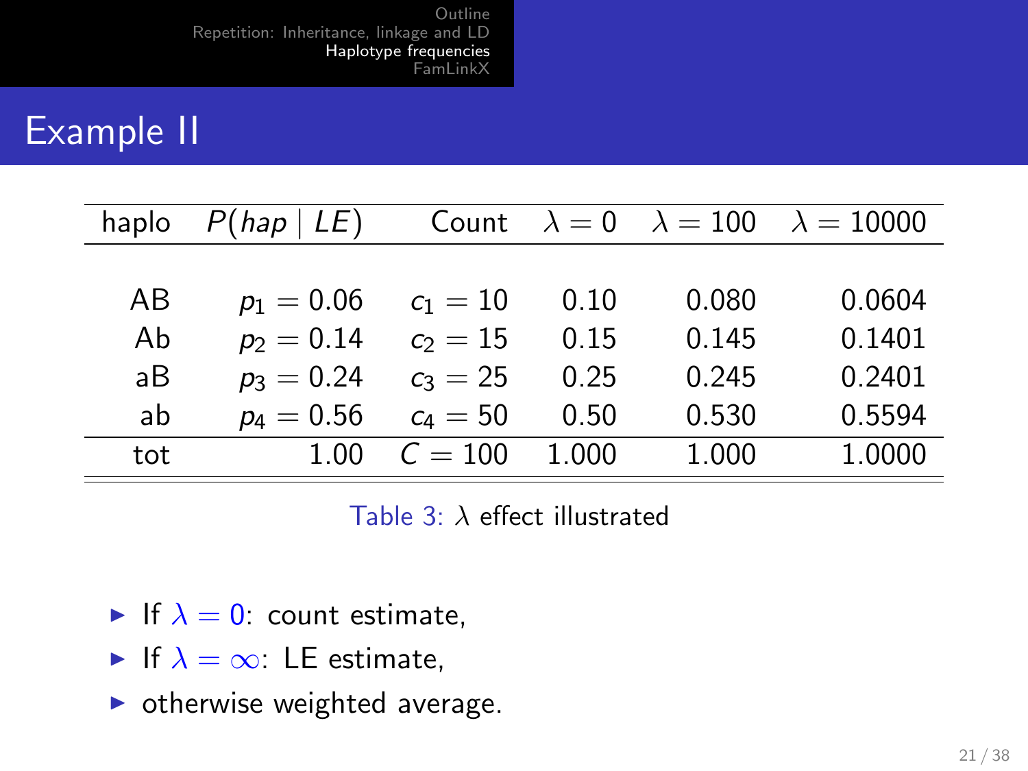# Example II

| haplo | $P(hap \mid LE)$ | Count | $\lambda = 0$ | $\lambda = 100$ | $\lambda = 10000$ |
|---|---|---|---|---|---|
| AB | $p_1 = 0.06$ | $c_1 = 10$ | 0.10 | 0.080 | 0.0604 |
| Ab | $p_2 = 0.14$ | $c_2 = 15$ | 0.15 | 0.145 | 0.1401 |
| aB | $p_3 = 0.24$ | $c_3 = 25$ | 0.25 | 0.245 | 0.2401 |
| ab | $p_4 = 0.56$ | $c_4 = 50$ | 0.50 | 0.530 | 0.5594 |
| tot | 1.00 | $C = 100$ | 1.000 | 1.000 | 1.0000 |

Table 3: $\lambda$ effect illustrated

- If $\lambda = 0$: count estimate,
- If $\lambda = \infty$: LE estimate,
- otherwise weighted average.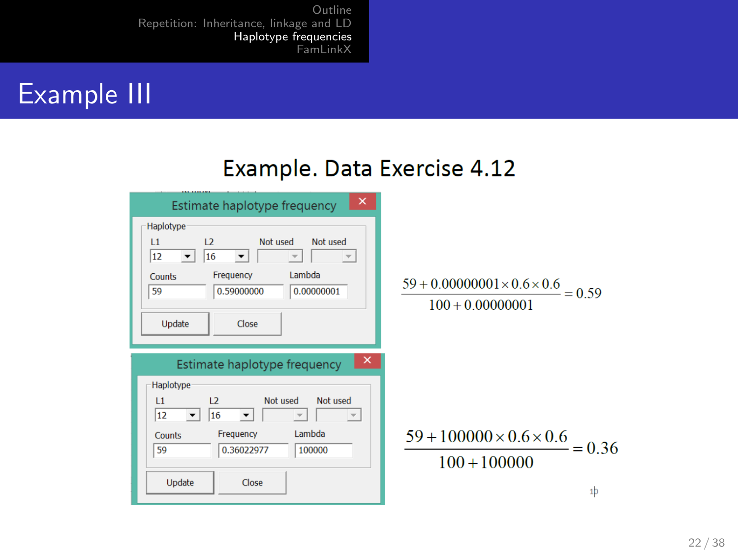# Example III

## Example. Data Exercise 4.12

**Estimate haplotype frequency**

Haplotype

| L1 | L2 | Not used | Not used |
|---|---|---|---|
| 12 | 16 | | |

| Counts | Frequency | Lambda |
|---|---|---|
| 59 | 0.59000000 | 0.00000001 |

Update Close

$$\frac{59 + 0.00000001 \times 0.6 \times 0.6}{100 + 0.00000001} = 0.59$$

**Estimate haplotype frequency**

Haplotype

| L1 | L2 | Not used | Not used |
|---|---|---|---|
| 12 | 16 | | |

| Counts | Frequency | Lambda |
|---|---|---|
| 59 | 0.36022977 | 100000 |

Update Close

$$\frac{59 + 100000 \times 0.6 \times 0.6}{100 + 100000} = 0.36$$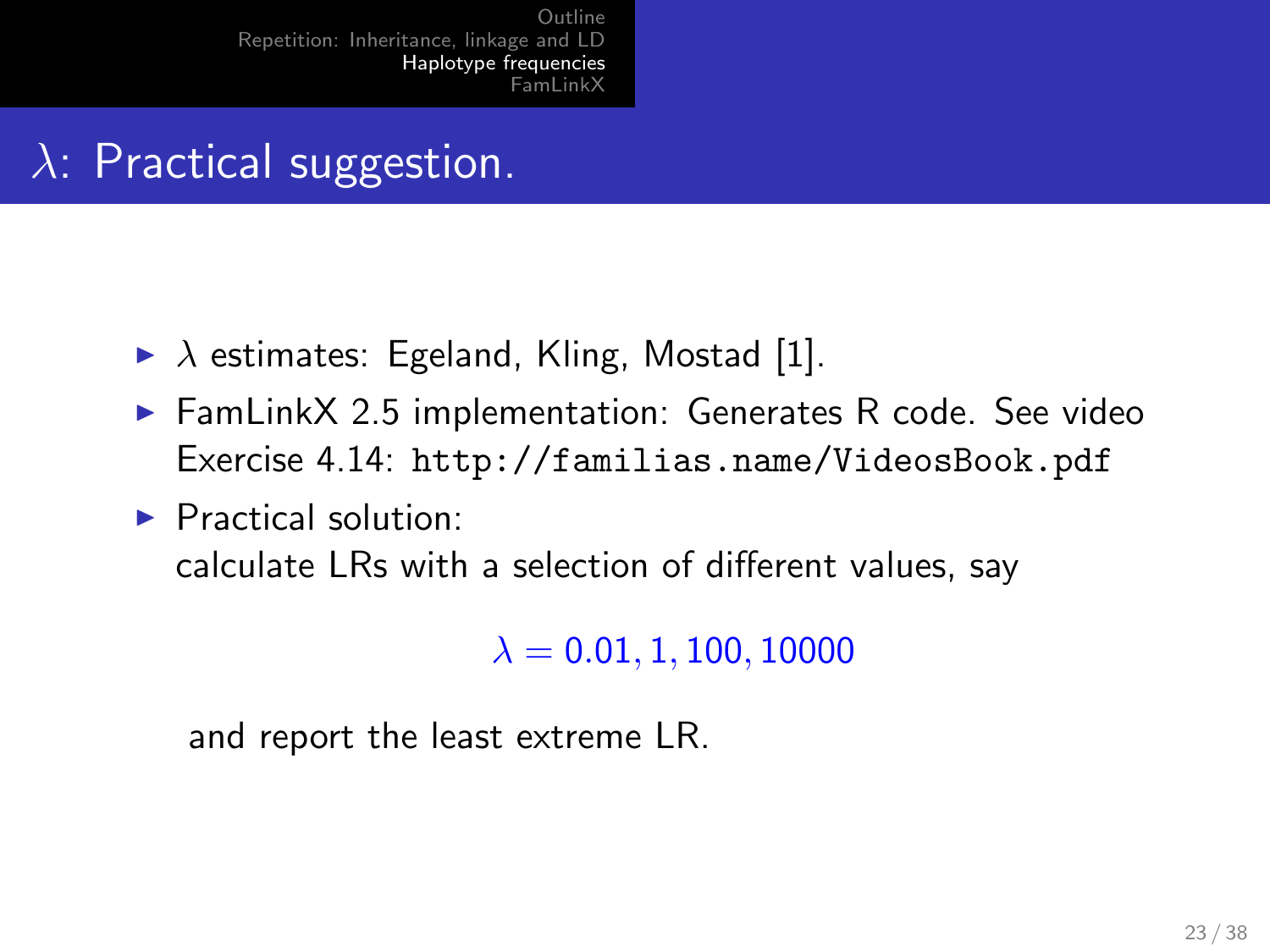# $\lambda$: Practical suggestion.

- $\lambda$ estimates: Egeland, Kling, Mostad [1].
- FamLinkX 2.5 implementation: Generates R code. See video Exercise 4.14: `http://familias.name/VideosBook.pdf`
- Practical solution:
  calculate LRs with a selection of different values, say

$$\lambda = 0.01, 1, 100, 10000$$

and report the least extreme LR.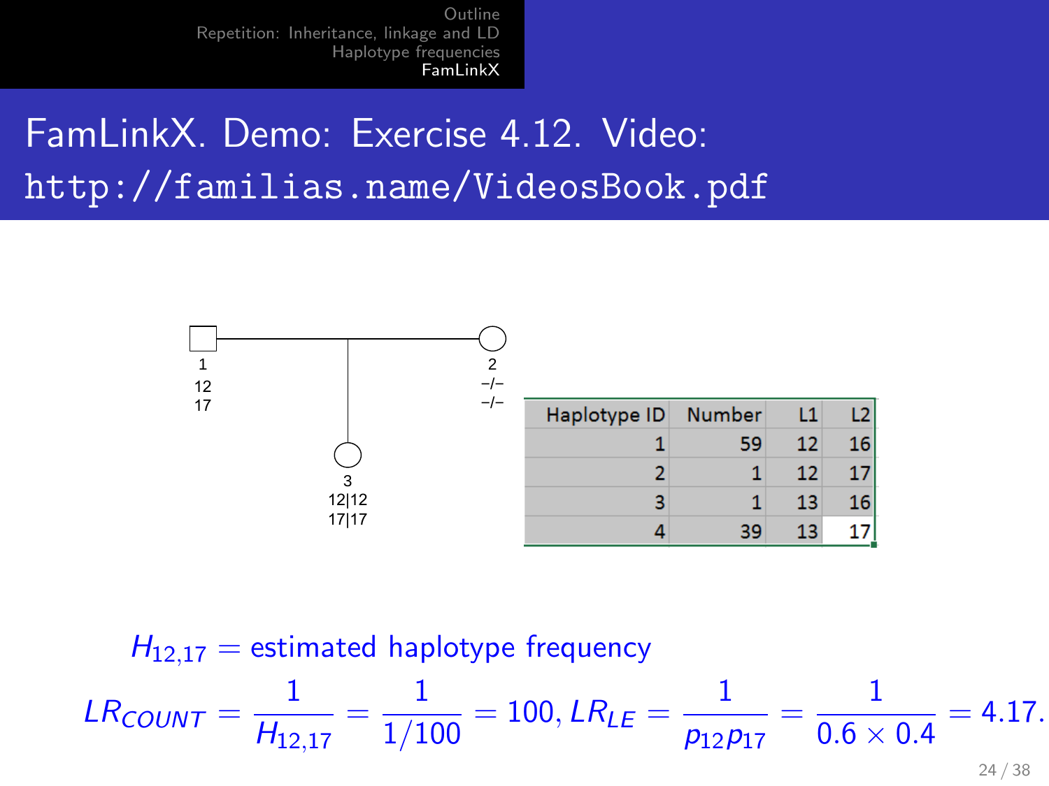# FamLinkX. Demo: Exercise 4.12. Video: http://familias.name/VideosBook.pdf

| Haplotype ID | Number | L1 | L2 |
|---|---|---|---|
| 1 | 59 | 12 | 16 |
| 2 | 1 | 12 | 17 |
| 3 | 1 | 13 | 16 |
| 4 | 39 | 13 | 17 |

$H_{12,17}$ = estimated haplotype frequency

$$LR_{COUNT} = \frac{1}{H_{12,17}} = \frac{1}{1/100} = 100, LR_{LE} = \frac{1}{p_{12}p_{17}} = \frac{1}{0.6 \times 0.4} = 4.17.$$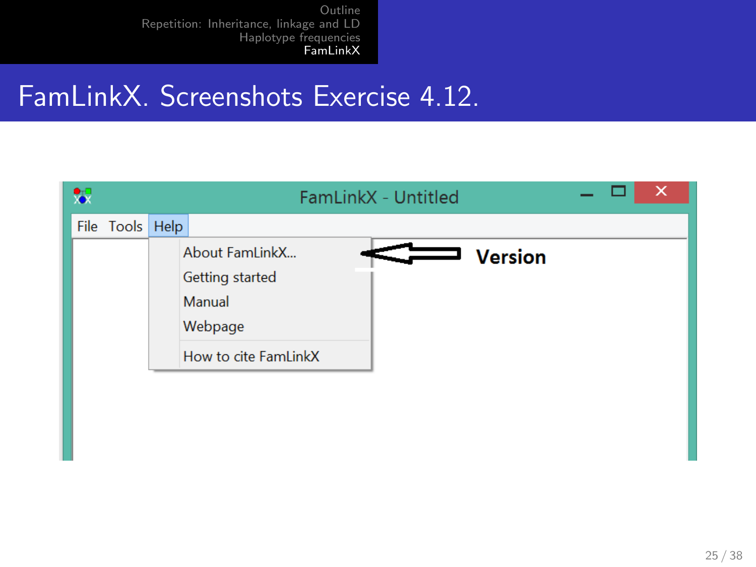# FamLinkX. Screenshots Exercise 4.12.

FamLinkX - Untitled

File Tools Help

- About FamLinkX...
- Getting started
- Manual
- Webpage
- How to cite FamLinkX

**Version**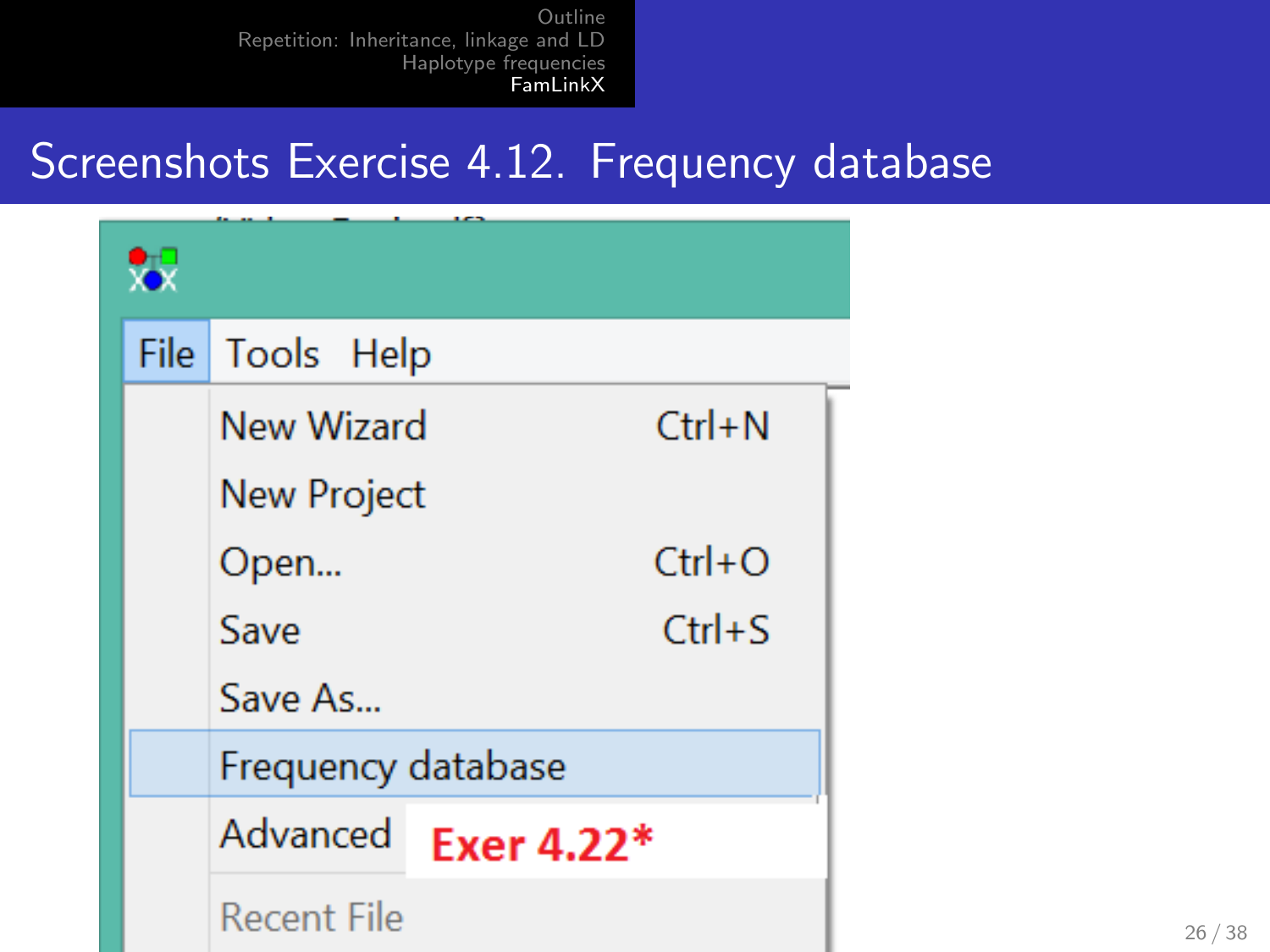# Screenshots Exercise 4.12. Frequency database

File Tools Help

- New Wizard Ctrl+N
- New Project
- Open... Ctrl+O
- Save Ctrl+S
- Save As...
- Frequency database
- Advanced **Exer 4.22***
- Recent File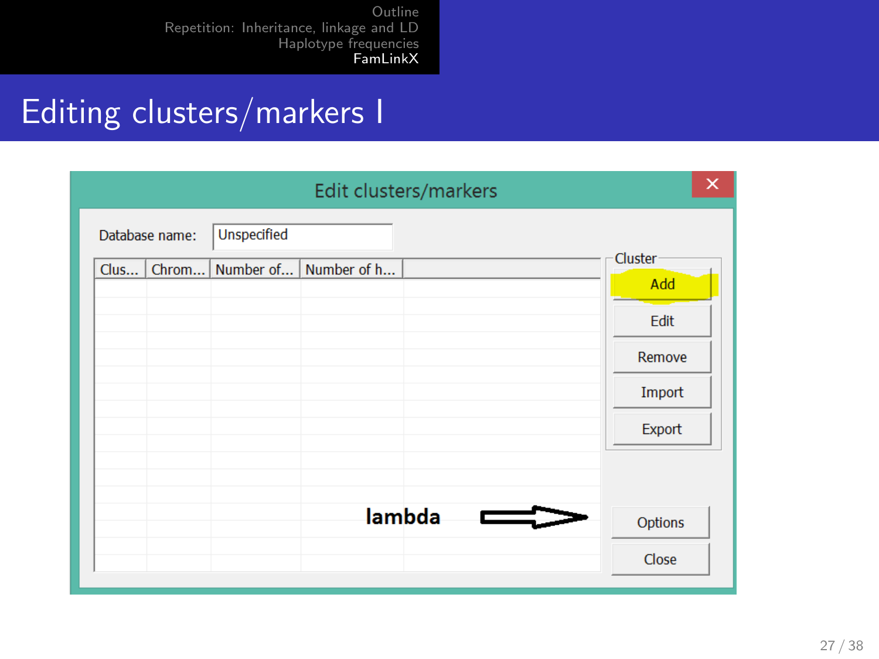# Editing clusters/markers I

Edit clusters/markers

Database name: Unspecified

| Clus... | Chrom... | Number of... | Number of h... |
|---|---|---|---|

Cluster

- Add
- Edit
- Remove
- Import
- Export

**lambda** ⇒ Options

Close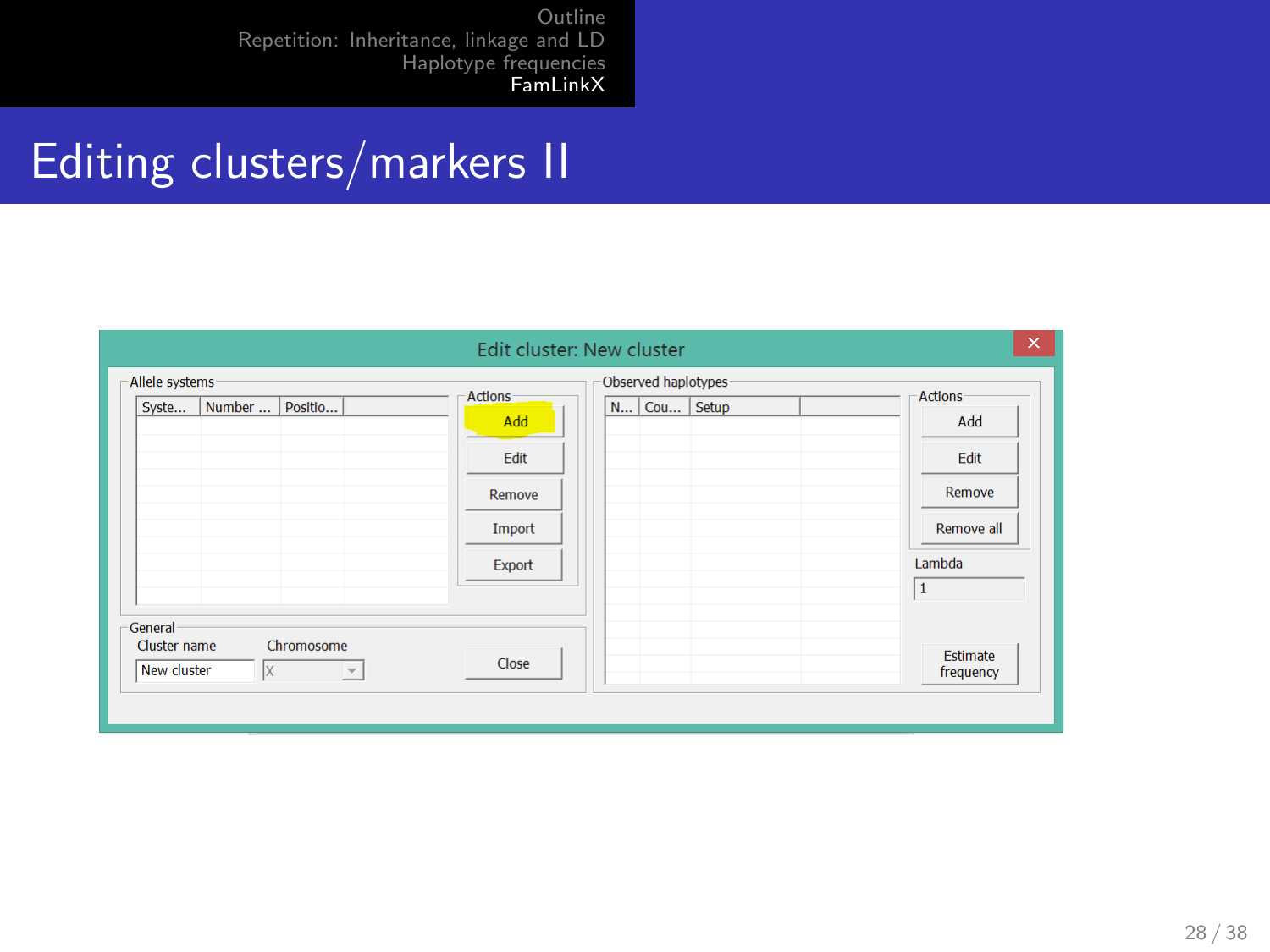# Editing clusters/markers II

Edit cluster: New cluster

Allele systems

| Syste... | Number ... | Positio... |
| --- | --- | --- |

Actions

- Add
- Edit
- Remove
- Import
- Export

General

Cluster name: New cluster

Chromosome: X

Close

Observed haplotypes

| N... | Cou... | Setup |
| --- | --- | --- |

Actions

- Add
- Edit
- Remove
- Remove all

Lambda: 1

Estimate frequency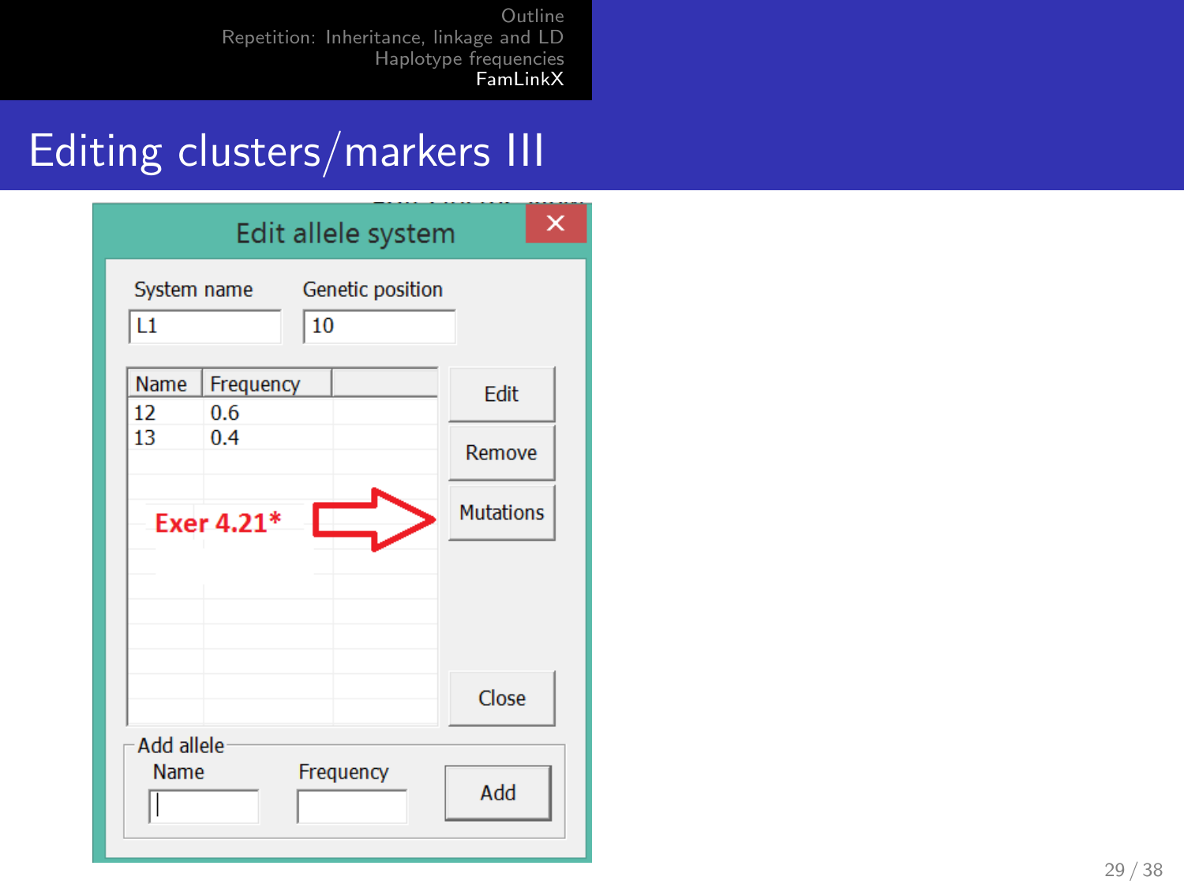# Editing clusters/markers III

**Edit allele system**

System name: L1

Genetic position: 10

| Name | Frequency |
|---|---|
| 12 | 0.6 |
| 13 | 0.4 |

Edit

Remove

Mutations

Close

**Exer 4.21***

Add allele

Name

Frequency

Add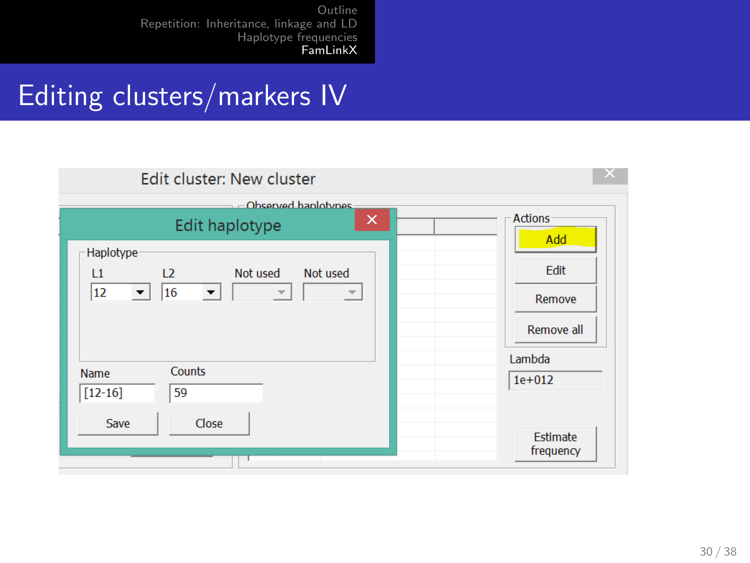# Editing clusters/markers IV

Edit cluster: New cluster

Observed haplotypes

Edit haplotype

Haplotype

| L1 | L2 | Not used | Not used |
|---|---|---|---|
| 12 | 16 | | |

Name: [12-16]

Counts: 59

Save | Close

Actions

- Add
- Edit
- Remove
- Remove all

Lambda: 1e+012

Estimate frequency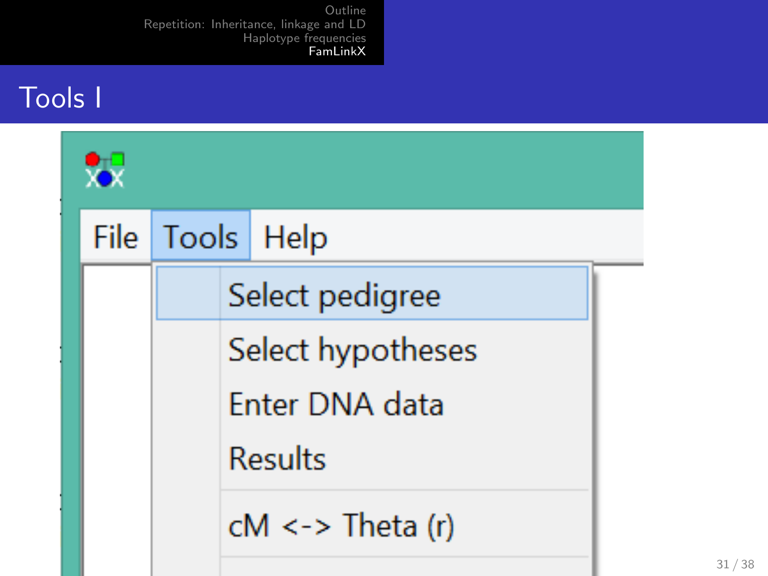# Tools I

File Tools Help

- Select pedigree
- Select hypotheses
- Enter DNA data
- Results
- cM <-> Theta (r)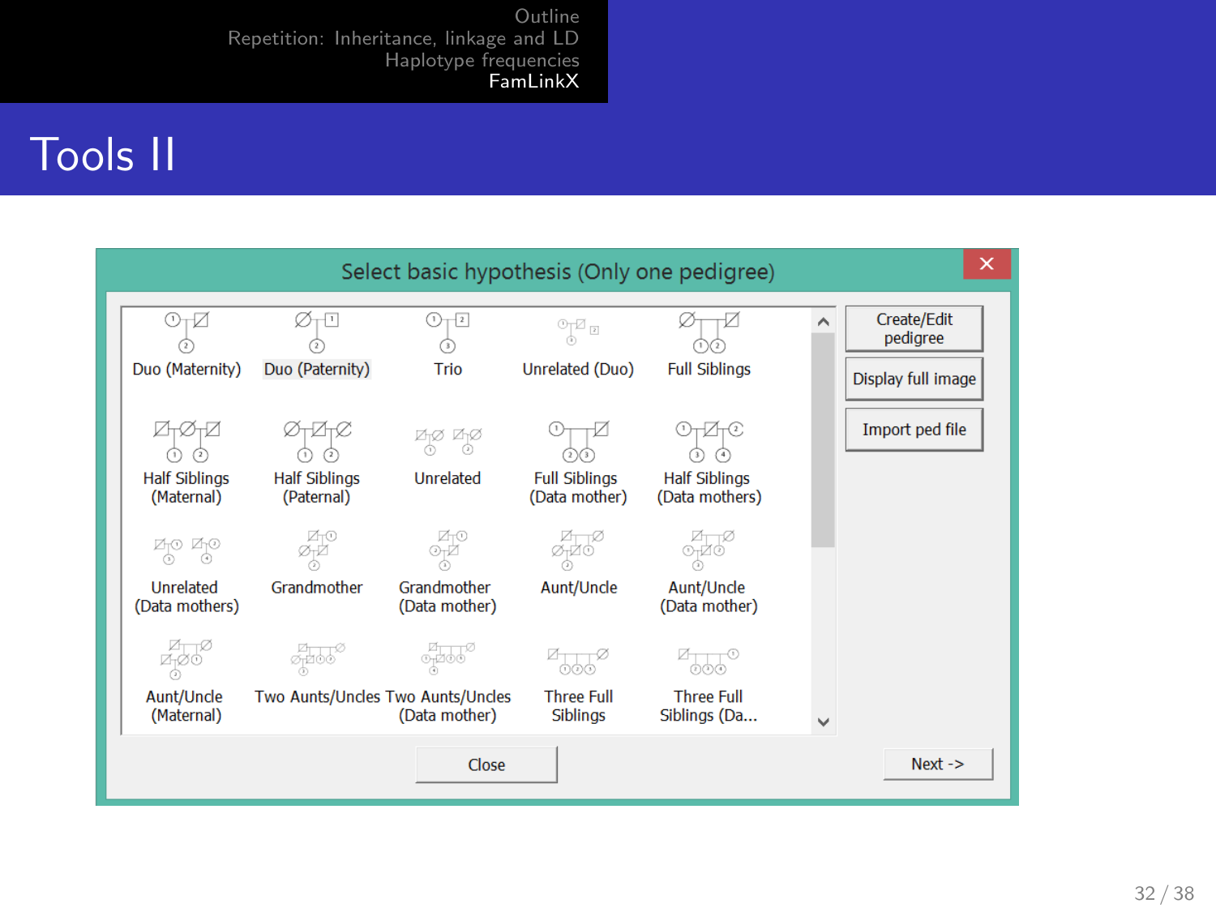# Tools II

Select basic hypothesis (Only one pedigree)

| | | | | |
|---|---|---|---|---|
| Duo (Maternity) | Duo (Paternity) | Trio | Unrelated (Duo) | Full Siblings |
| Half Siblings (Maternal) | Half Siblings (Paternal) | Unrelated | Full Siblings (Data mother) | Half Siblings (Data mothers) |
| Unrelated (Data mothers) | Grandmother | Grandmother (Data mother) | Aunt/Uncle | Aunt/Uncle (Data mother) |
| Aunt/Uncle (Maternal) | Two Aunts/Uncles | Two Aunts/Uncles (Data mother) | Three Full Siblings | Three Full Siblings (Da... |

Create/Edit pedigree

Display full image

Import ped file

Close

Next ->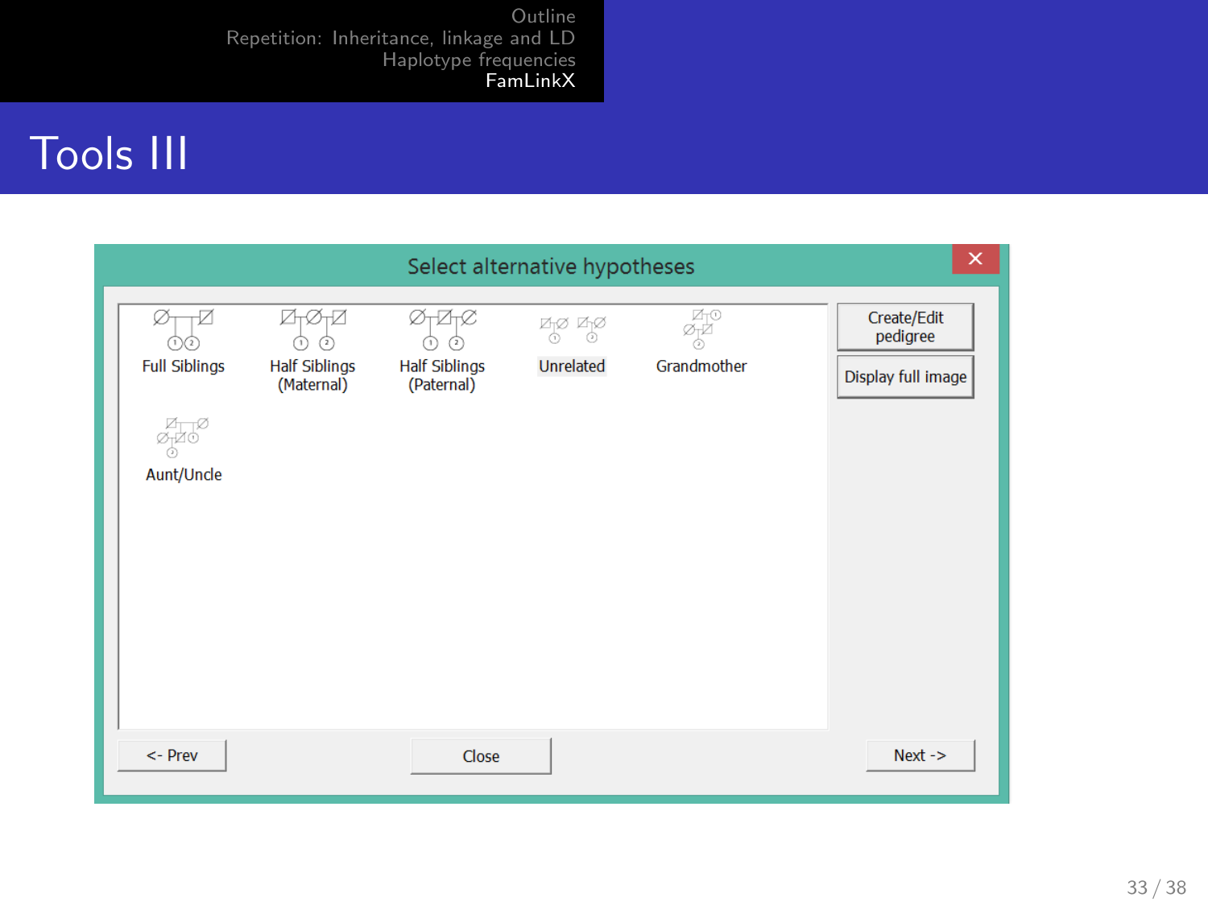# Tools III

Select alternative hypotheses

- Full Siblings
- Half Siblings (Maternal)
- Half Siblings (Paternal)
- Unrelated
- Grandmother
- Aunt/Uncle

Create/Edit pedigree

Display full image

<- Prev

Close

Next ->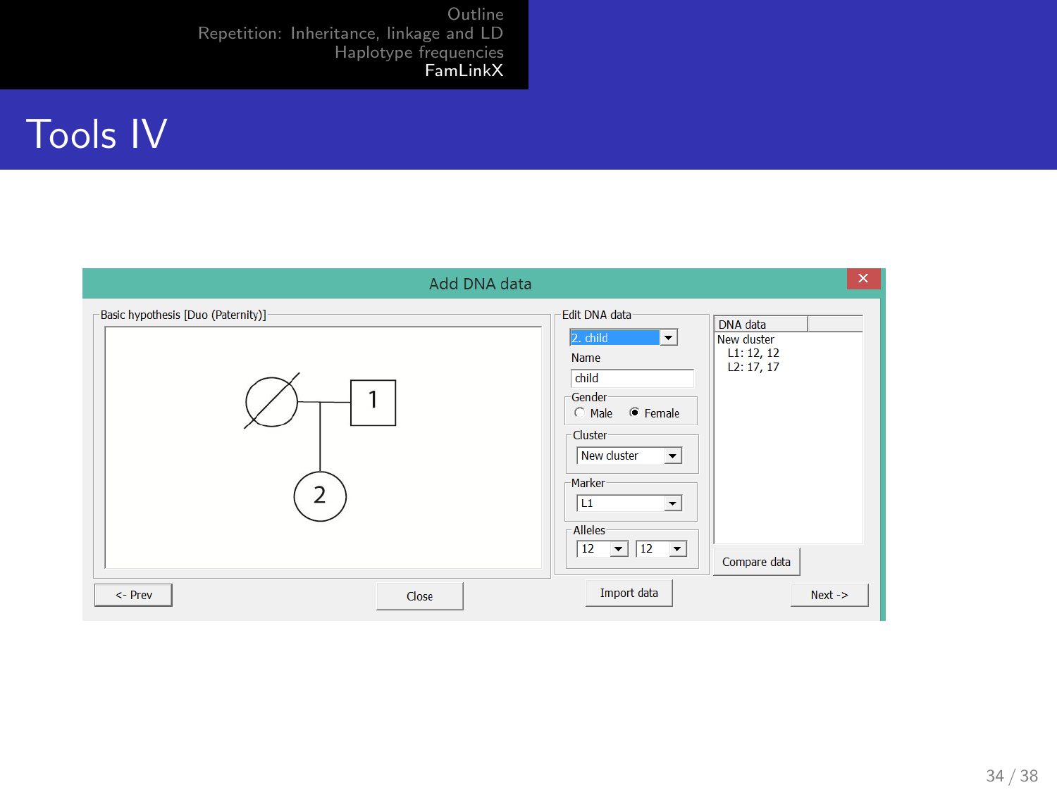# Tools IV

**Add DNA data**

Basic hypothesis [Duo (Paternity)]

Edit DNA data

- 2. child
- Name: child
- Gender: Male / Female (selected)
- Cluster: New cluster
- Marker: L1
- Alleles: 12, 12

DNA data

New cluster
- L1: 12, 12
- L2: 17, 17

Compare data

<- Prev | Close | Import data | Next ->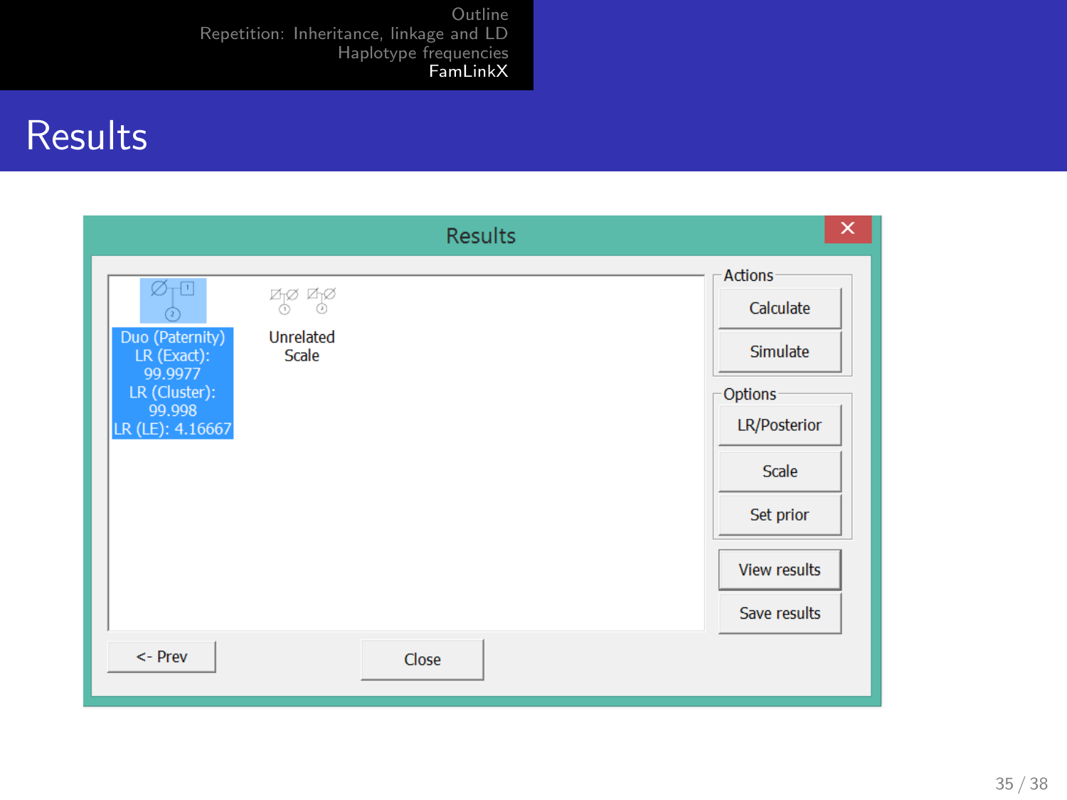# Results

Results

Duo (Paternity)
LR (Exact):
99.9977
LR (Cluster):
99.998
LR (LE): 4.16667

Unrelated
Scale

Actions

Calculate

Simulate

Options

LR/Posterior

Scale

Set prior

View results

Save results

<- Prev

Close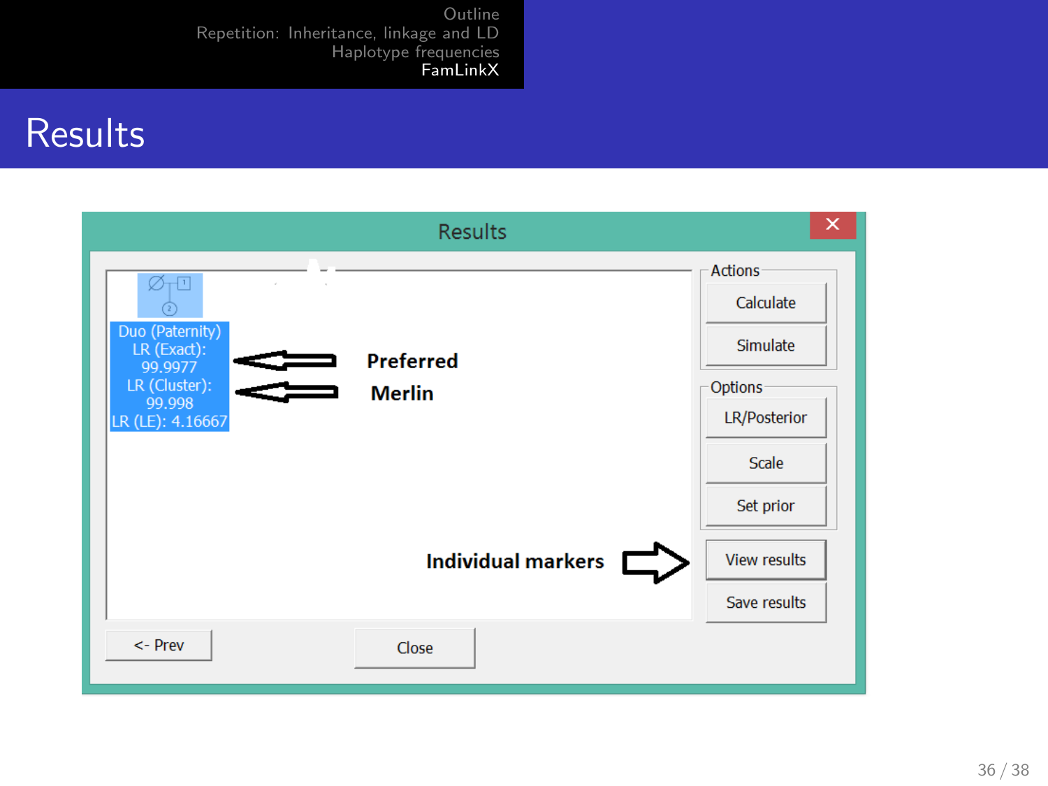# Results

Results

Duo (Paternity)
LR (Exact): 99.9977 ← **Preferred**
LR (Cluster): 99.998 ← **Merlin**
LR (LE): 4.16667

Actions
- Calculate
- Simulate

Options
- LR/Posterior
- Scale
- Set prior

**Individual markers** → View results

Save results

<- Prev

Close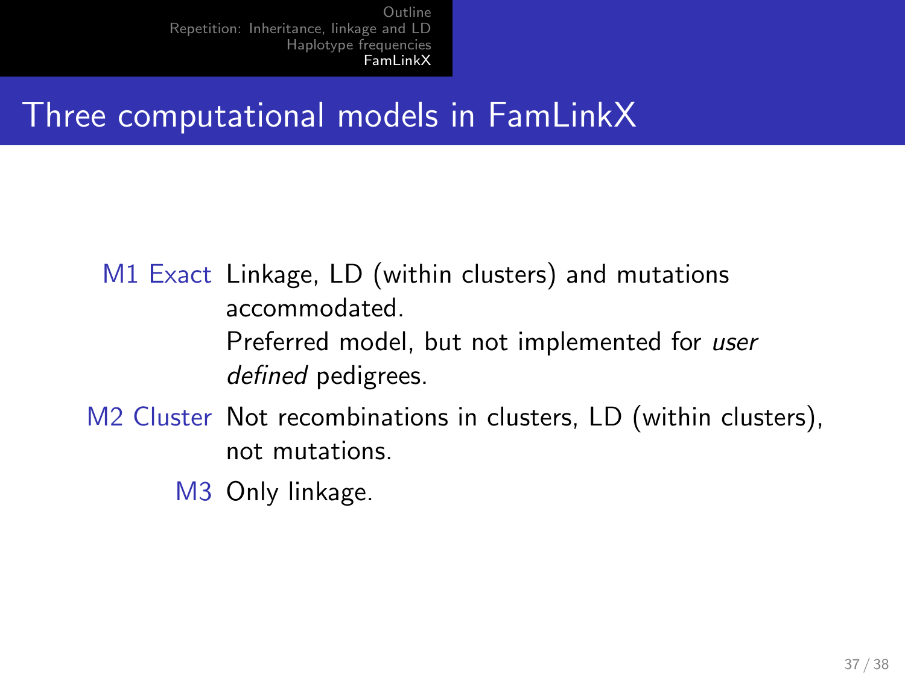# Three computational models in FamLinkX

**M1 Exact** Linkage, LD (within clusters) and mutations accommodated.
Preferred model, but not implemented for *user defined* pedigrees.

**M2 Cluster** Not recombinations in clusters, LD (within clusters), not mutations.

**M3** Only linkage.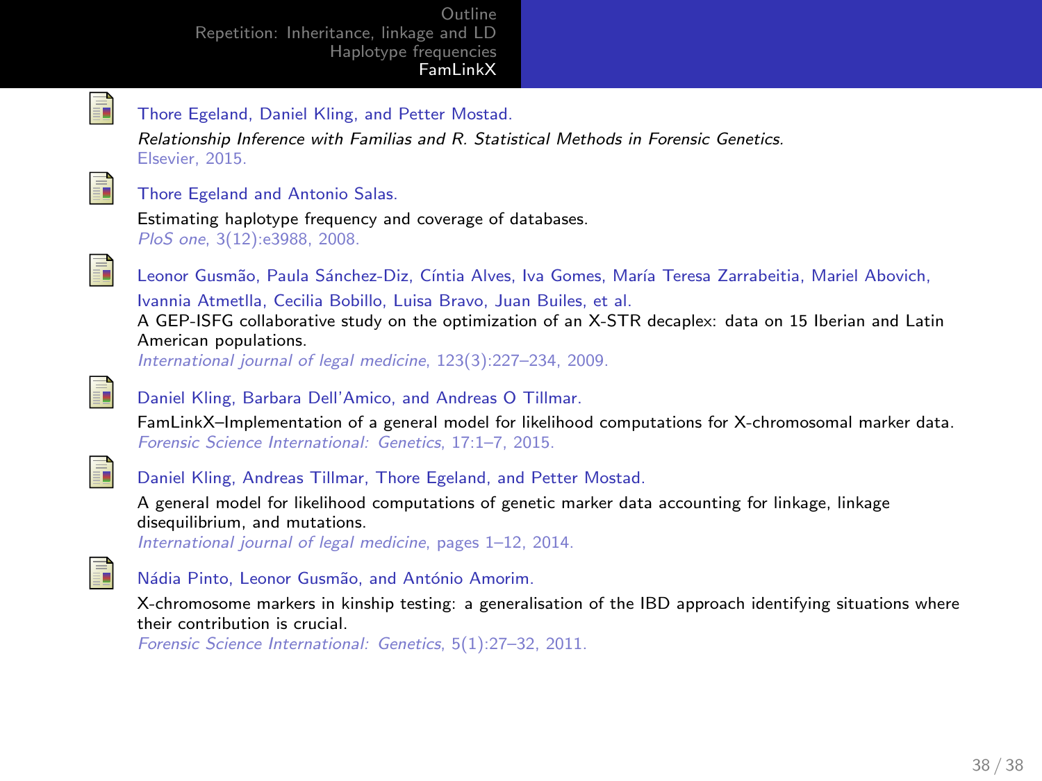- Thore Egeland, Daniel Kling, and Petter Mostad.
  *Relationship Inference with Familias and R. Statistical Methods in Forensic Genetics.*
  Elsevier, 2015.

- Thore Egeland and Antonio Salas.
  Estimating haplotype frequency and coverage of databases.
  *PloS one*, 3(12):e3988, 2008.

- Leonor Gusmão, Paula Sánchez-Diz, Cíntia Alves, Iva Gomes, María Teresa Zarrabeitia, Mariel Abovich, Ivannia Atmetlla, Cecilia Bobillo, Luisa Bravo, Juan Builes, et al.
  A GEP-ISFG collaborative study on the optimization of an X-STR decaplex: data on 15 Iberian and Latin American populations.
  *International journal of legal medicine*, 123(3):227–234, 2009.

- Daniel Kling, Barbara Dell'Amico, and Andreas O Tillmar.
  FamLinkX–Implementation of a general model for likelihood computations for X-chromosomal marker data.
  *Forensic Science International: Genetics*, 17:1–7, 2015.

- Daniel Kling, Andreas Tillmar, Thore Egeland, and Petter Mostad.
  A general model for likelihood computations of genetic marker data accounting for linkage, linkage disequilibrium, and mutations.
  *International journal of legal medicine*, pages 1–12, 2014.

- Nádia Pinto, Leonor Gusmão, and António Amorim.
  X-chromosome markers in kinship testing: a generalisation of the IBD approach identifying situations where their contribution is crucial.
  *Forensic Science International: Genetics*, 5(1):27–32, 2011.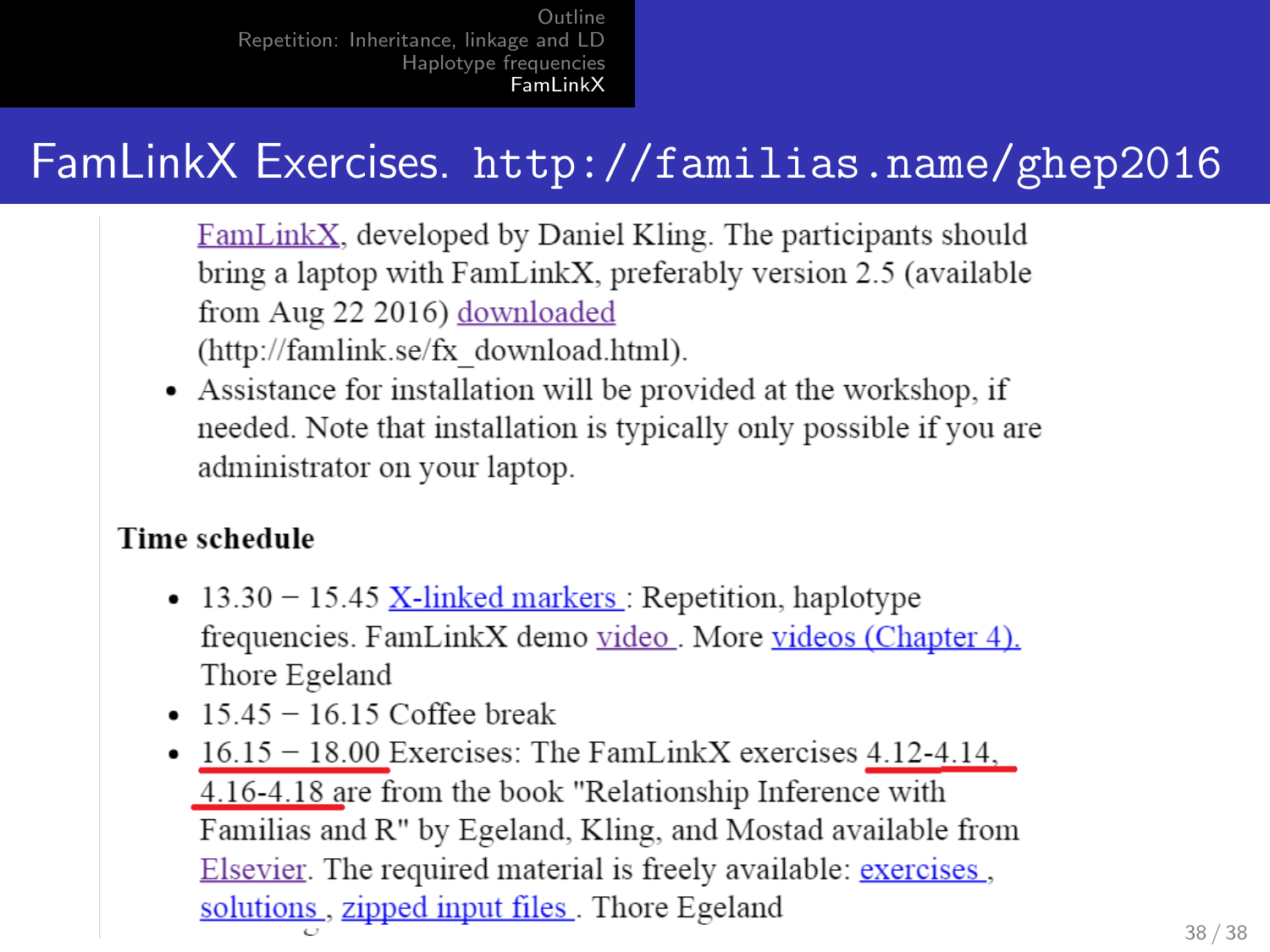# FamLinkX Exercises. http://familias.name/ghep2016

FamLinkX, developed by Daniel Kling. The participants should bring a laptop with FamLinkX, preferably version 2.5 (available from Aug 22 2016) downloaded (http://famlink.se/fx_download.html).

- Assistance for installation will be provided at the workshop, if needed. Note that installation is typically only possible if you are administrator on your laptop.

**Time schedule**

- 13.30 − 15.45 X-linked markers : Repetition, haplotype frequencies. FamLinkX demo video . More videos (Chapter 4). Thore Egeland
- 15.45 − 16.15 Coffee break
- 16.15 − 18.00 Exercises: The FamLinkX exercises 4.12-4.14, 4.16-4.18 are from the book "Relationship Inference with Familias and R" by Egeland, Kling, and Mostad available from Elsevier. The required material is freely available: exercises , solutions , zipped input files . Thore Egeland